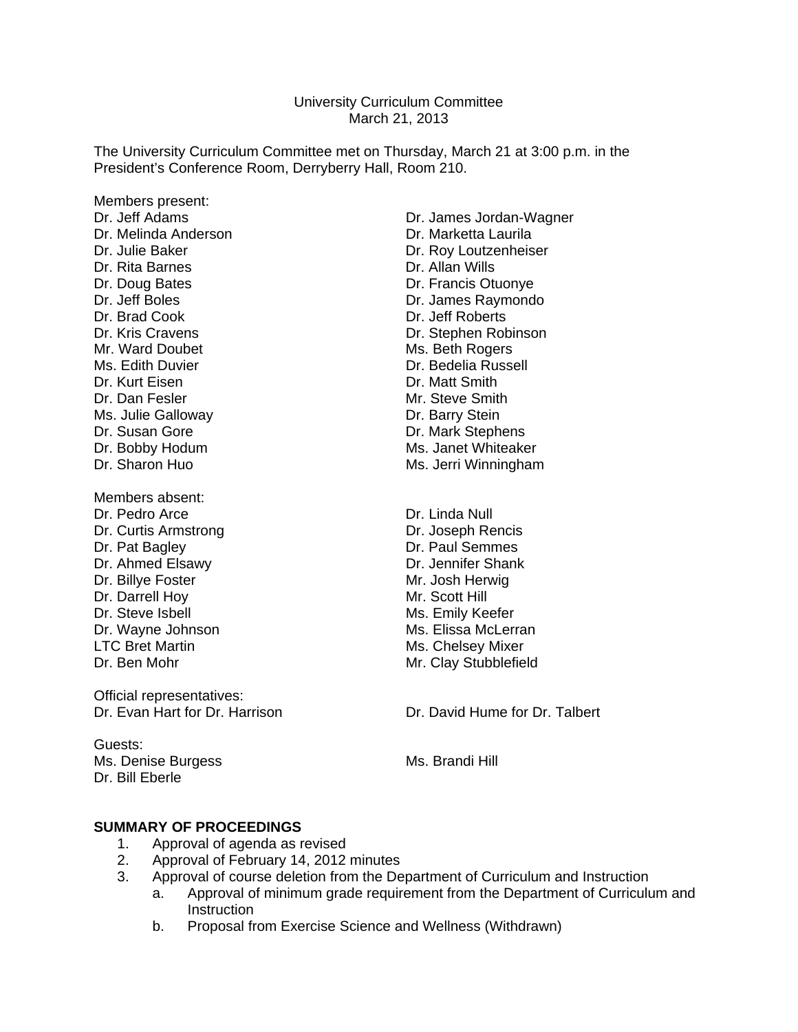University Curriculum Committee
March 21, 2013

The University Curriculum Committee met on Thursday, March 21 at 3:00 p.m. in the President's Conference Room, Derryberry Hall, Room 210.

Members present:

Dr. Jeff Adams
Dr. Melinda Anderson
Dr. Julie Baker
Dr. Rita Barnes
Dr. Doug Bates
Dr. Jeff Boles
Dr. Brad Cook
Dr. Kris Cravens
Mr. Ward Doubet
Ms. Edith Duvier
Dr. Kurt Eisen
Dr. Dan Fesler
Ms. Julie Galloway
Dr. Susan Gore
Dr. Bobby Hodum
Dr. Sharon Huo
Dr. James Jordan-Wagner
Dr. Marketta Laurila
Dr. Roy Loutzenheiser
Dr. Allan Wills
Dr. Francis Otuonye
Dr. James Raymondo
Dr. Jeff Roberts
Dr. Stephen Robinson
Ms. Beth Rogers
Dr. Bedelia Russell
Dr. Matt Smith
Mr. Steve Smith
Dr. Barry Stein
Dr. Mark Stephens
Ms. Janet Whiteaker
Ms. Jerri Winningham

Members absent:

Dr. Pedro Arce
Dr. Curtis Armstrong
Dr. Pat Bagley
Dr. Ahmed Elsawy
Dr. Billye Foster
Dr. Darrell Hoy
Dr. Steve Isbell
Dr. Wayne Johnson
LTC Bret Martin
Dr. Ben Mohr
Dr. Linda Null
Dr. Joseph Rencis
Dr. Paul Semmes
Dr. Jennifer Shank
Mr. Josh Herwig
Mr. Scott Hill
Ms. Emily Keefer
Ms. Elissa McLerran
Ms. Chelsey Mixer
Mr. Clay Stubblefield

Official representatives:

Dr. Evan Hart for Dr. Harrison
Dr. David Hume for Dr. Talbert

Guests:

Ms. Denise Burgess
Dr. Bill Eberle
Ms. Brandi Hill

**SUMMARY OF PROCEEDINGS**

1. Approval of agenda as revised
2. Approval of February 14, 2012 minutes
3. Approval of course deletion from the Department of Curriculum and Instruction
    a. Approval of minimum grade requirement from the Department of Curriculum and Instruction
    b. Proposal from Exercise Science and Wellness (Withdrawn)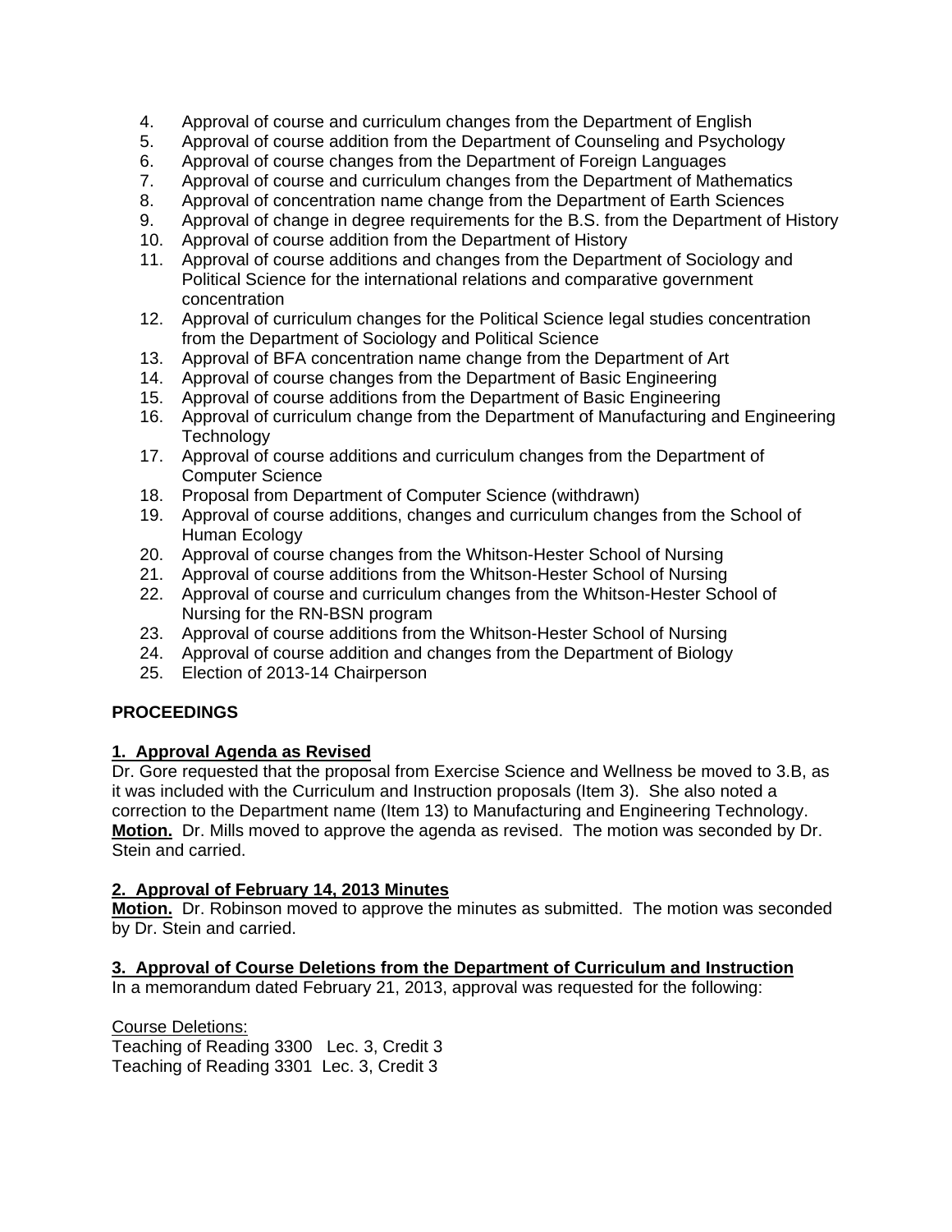4. Approval of course and curriculum changes from the Department of English
5. Approval of course addition from the Department of Counseling and Psychology
6. Approval of course changes from the Department of Foreign Languages
7. Approval of course and curriculum changes from the Department of Mathematics
8. Approval of concentration name change from the Department of Earth Sciences
9. Approval of change in degree requirements for the B.S. from the Department of History
10. Approval of course addition from the Department of History
11. Approval of course additions and changes from the Department of Sociology and Political Science for the international relations and comparative government concentration
12. Approval of curriculum changes for the Political Science legal studies concentration from the Department of Sociology and Political Science
13. Approval of BFA concentration name change from the Department of Art
14. Approval of course changes from the Department of Basic Engineering
15. Approval of course additions from the Department of Basic Engineering
16. Approval of curriculum change from the Department of Manufacturing and Engineering Technology
17. Approval of course additions and curriculum changes from the Department of Computer Science
18. Proposal from Department of Computer Science (withdrawn)
19. Approval of course additions, changes and curriculum changes from the School of Human Ecology
20. Approval of course changes from the Whitson-Hester School of Nursing
21. Approval of course additions from the Whitson-Hester School of Nursing
22. Approval of course and curriculum changes from the Whitson-Hester School of Nursing for the RN-BSN program
23. Approval of course additions from the Whitson-Hester School of Nursing
24. Approval of course addition and changes from the Department of Biology
25. Election of 2013-14 Chairperson

**PROCEEDINGS**

**1. Approval Agenda as Revised**

Dr. Gore requested that the proposal from Exercise Science and Wellness be moved to 3.B, as it was included with the Curriculum and Instruction proposals (Item 3). She also noted a correction to the Department name (Item 13) to Manufacturing and Engineering Technology. **Motion.** Dr. Mills moved to approve the agenda as revised. The motion was seconded by Dr. Stein and carried.

**2. Approval of February 14, 2013 Minutes**

**Motion.** Dr. Robinson moved to approve the minutes as submitted. The motion was seconded by Dr. Stein and carried.

**3. Approval of Course Deletions from the Department of Curriculum and Instruction**

In a memorandum dated February 21, 2013, approval was requested for the following:

Course Deletions:
Teaching of Reading 3300 Lec. 3, Credit 3
Teaching of Reading 3301 Lec. 3, Credit 3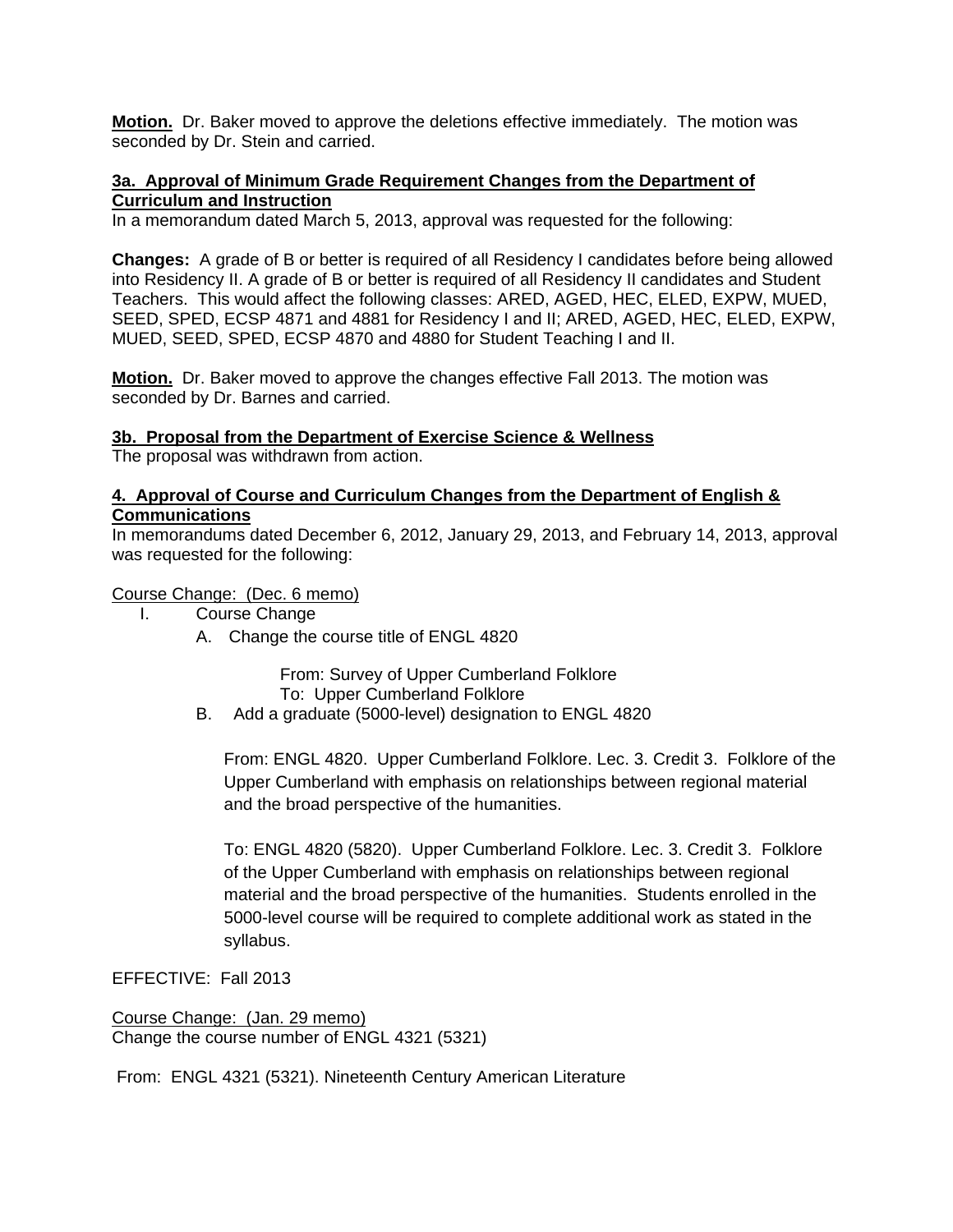**Motion.** Dr. Baker moved to approve the deletions effective immediately. The motion was seconded by Dr. Stein and carried.

**3a. Approval of Minimum Grade Requirement Changes from the Department of Curriculum and Instruction**

In a memorandum dated March 5, 2013, approval was requested for the following:

**Changes:** A grade of B or better is required of all Residency I candidates before being allowed into Residency II. A grade of B or better is required of all Residency II candidates and Student Teachers. This would affect the following classes: ARED, AGED, HEC, ELED, EXPW, MUED, SEED, SPED, ECSP 4871 and 4881 for Residency I and II; ARED, AGED, HEC, ELED, EXPW, MUED, SEED, SPED, ECSP 4870 and 4880 for Student Teaching I and II.

**Motion.** Dr. Baker moved to approve the changes effective Fall 2013. The motion was seconded by Dr. Barnes and carried.

**3b. Proposal from the Department of Exercise Science & Wellness**

The proposal was withdrawn from action.

**4. Approval of Course and Curriculum Changes from the Department of English & Communications**

In memorandums dated December 6, 2012, January 29, 2013, and February 14, 2013, approval was requested for the following:

Course Change: (Dec. 6 memo)

I. Course Change

A. Change the course title of ENGL 4820

From: Survey of Upper Cumberland Folklore
To: Upper Cumberland Folklore

B. Add a graduate (5000-level) designation to ENGL 4820

From: ENGL 4820. Upper Cumberland Folklore. Lec. 3. Credit 3. Folklore of the Upper Cumberland with emphasis on relationships between regional material and the broad perspective of the humanities.

To: ENGL 4820 (5820). Upper Cumberland Folklore. Lec. 3. Credit 3. Folklore of the Upper Cumberland with emphasis on relationships between regional material and the broad perspective of the humanities. Students enrolled in the 5000-level course will be required to complete additional work as stated in the syllabus.

EFFECTIVE: Fall 2013

Course Change: (Jan. 29 memo)

Change the course number of ENGL 4321 (5321)

From: ENGL 4321 (5321). Nineteenth Century American Literature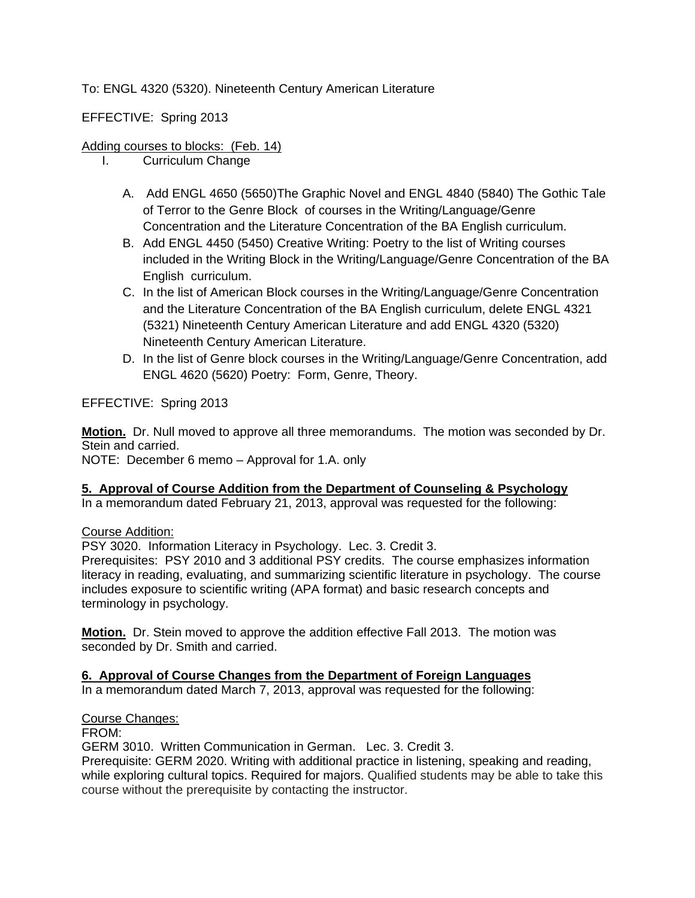To: ENGL 4320 (5320). Nineteenth Century American Literature

EFFECTIVE: Spring 2013

Adding courses to blocks: (Feb. 14)

I. Curriculum Change

A. Add ENGL 4650 (5650)The Graphic Novel and ENGL 4840 (5840) The Gothic Tale of Terror to the Genre Block of courses in the Writing/Language/Genre Concentration and the Literature Concentration of the BA English curriculum.

B. Add ENGL 4450 (5450) Creative Writing: Poetry to the list of Writing courses included in the Writing Block in the Writing/Language/Genre Concentration of the BA English curriculum.

C. In the list of American Block courses in the Writing/Language/Genre Concentration and the Literature Concentration of the BA English curriculum, delete ENGL 4321 (5321) Nineteenth Century American Literature and add ENGL 4320 (5320) Nineteenth Century American Literature.

D. In the list of Genre block courses in the Writing/Language/Genre Concentration, add ENGL 4620 (5620) Poetry: Form, Genre, Theory.

EFFECTIVE: Spring 2013

**Motion.** Dr. Null moved to approve all three memorandums. The motion was seconded by Dr. Stein and carried.
NOTE: December 6 memo – Approval for 1.A. only

**5. Approval of Course Addition from the Department of Counseling & Psychology**

In a memorandum dated February 21, 2013, approval was requested for the following:

Course Addition:
PSY 3020. Information Literacy in Psychology. Lec. 3. Credit 3.
Prerequisites: PSY 2010 and 3 additional PSY credits. The course emphasizes information literacy in reading, evaluating, and summarizing scientific literature in psychology. The course includes exposure to scientific writing (APA format) and basic research concepts and terminology in psychology.

**Motion.** Dr. Stein moved to approve the addition effective Fall 2013. The motion was seconded by Dr. Smith and carried.

**6. Approval of Course Changes from the Department of Foreign Languages**

In a memorandum dated March 7, 2013, approval was requested for the following:

Course Changes:
FROM:
GERM 3010. Written Communication in German. Lec. 3. Credit 3.
Prerequisite: GERM 2020. Writing with additional practice in listening, speaking and reading, while exploring cultural topics. Required for majors. Qualified students may be able to take this course without the prerequisite by contacting the instructor.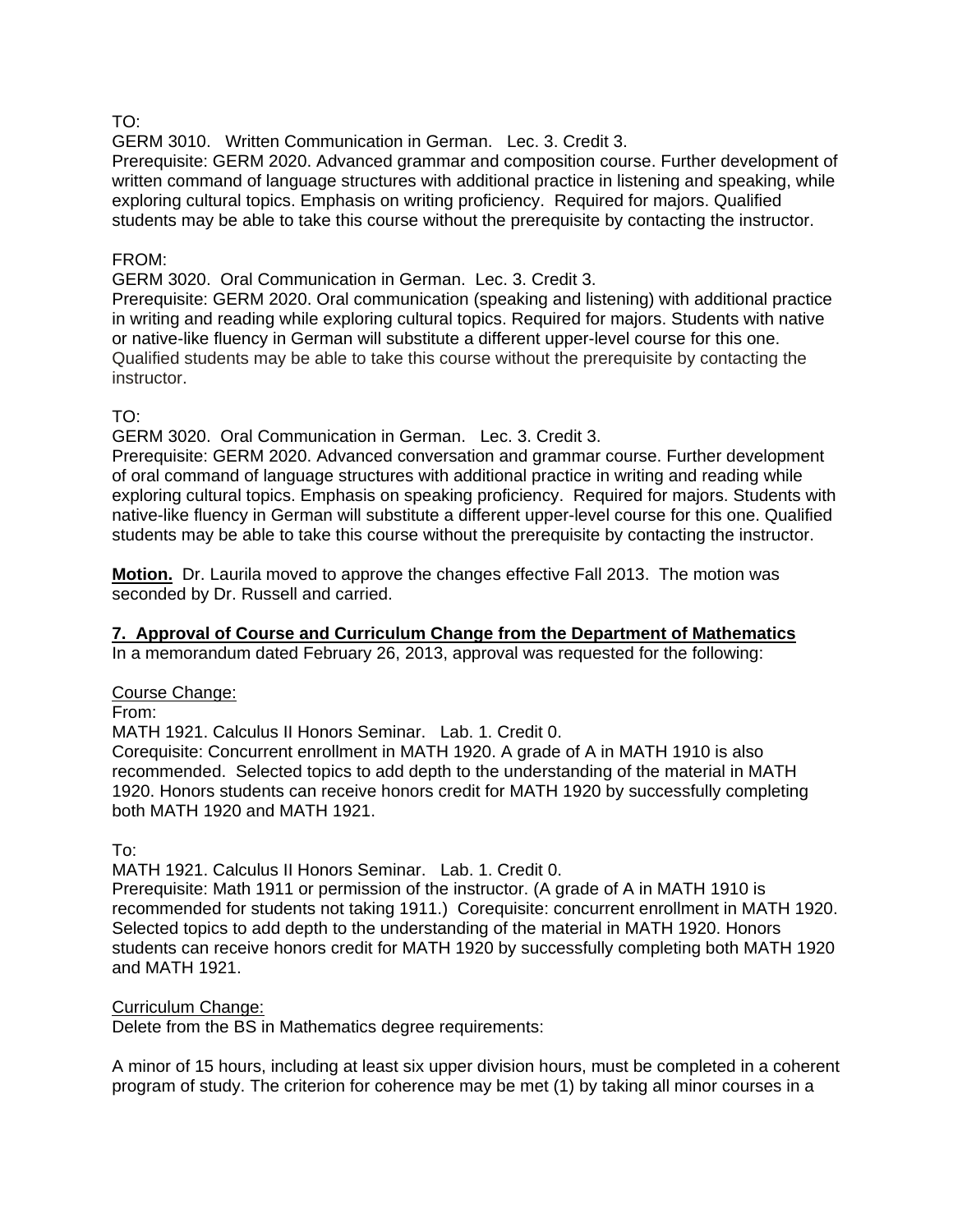TO:
GERM 3010. Written Communication in German. Lec. 3. Credit 3.
Prerequisite: GERM 2020. Advanced grammar and composition course. Further development of written command of language structures with additional practice in listening and speaking, while exploring cultural topics. Emphasis on writing proficiency. Required for majors. Qualified students may be able to take this course without the prerequisite by contacting the instructor.

FROM:
GERM 3020. Oral Communication in German. Lec. 3. Credit 3.
Prerequisite: GERM 2020. Oral communication (speaking and listening) with additional practice in writing and reading while exploring cultural topics. Required for majors. Students with native or native-like fluency in German will substitute a different upper-level course for this one. Qualified students may be able to take this course without the prerequisite by contacting the instructor.

TO:
GERM 3020. Oral Communication in German. Lec. 3. Credit 3.
Prerequisite: GERM 2020. Advanced conversation and grammar course. Further development of oral command of language structures with additional practice in writing and reading while exploring cultural topics. Emphasis on speaking proficiency. Required for majors. Students with native-like fluency in German will substitute a different upper-level course for this one. Qualified students may be able to take this course without the prerequisite by contacting the instructor.

**Motion.** Dr. Laurila moved to approve the changes effective Fall 2013. The motion was seconded by Dr. Russell and carried.

**7. Approval of Course and Curriculum Change from the Department of Mathematics**
In a memorandum dated February 26, 2013, approval was requested for the following:

Course Change:
From:
MATH 1921. Calculus II Honors Seminar. Lab. 1. Credit 0.
Corequisite: Concurrent enrollment in MATH 1920. A grade of A in MATH 1910 is also recommended. Selected topics to add depth to the understanding of the material in MATH 1920. Honors students can receive honors credit for MATH 1920 by successfully completing both MATH 1920 and MATH 1921.

To:
MATH 1921. Calculus II Honors Seminar. Lab. 1. Credit 0.
Prerequisite: Math 1911 or permission of the instructor. (A grade of A in MATH 1910 is recommended for students not taking 1911.) Corequisite: concurrent enrollment in MATH 1920. Selected topics to add depth to the understanding of the material in MATH 1920. Honors students can receive honors credit for MATH 1920 by successfully completing both MATH 1920 and MATH 1921.

Curriculum Change:
Delete from the BS in Mathematics degree requirements:

A minor of 15 hours, including at least six upper division hours, must be completed in a coherent program of study. The criterion for coherence may be met (1) by taking all minor courses in a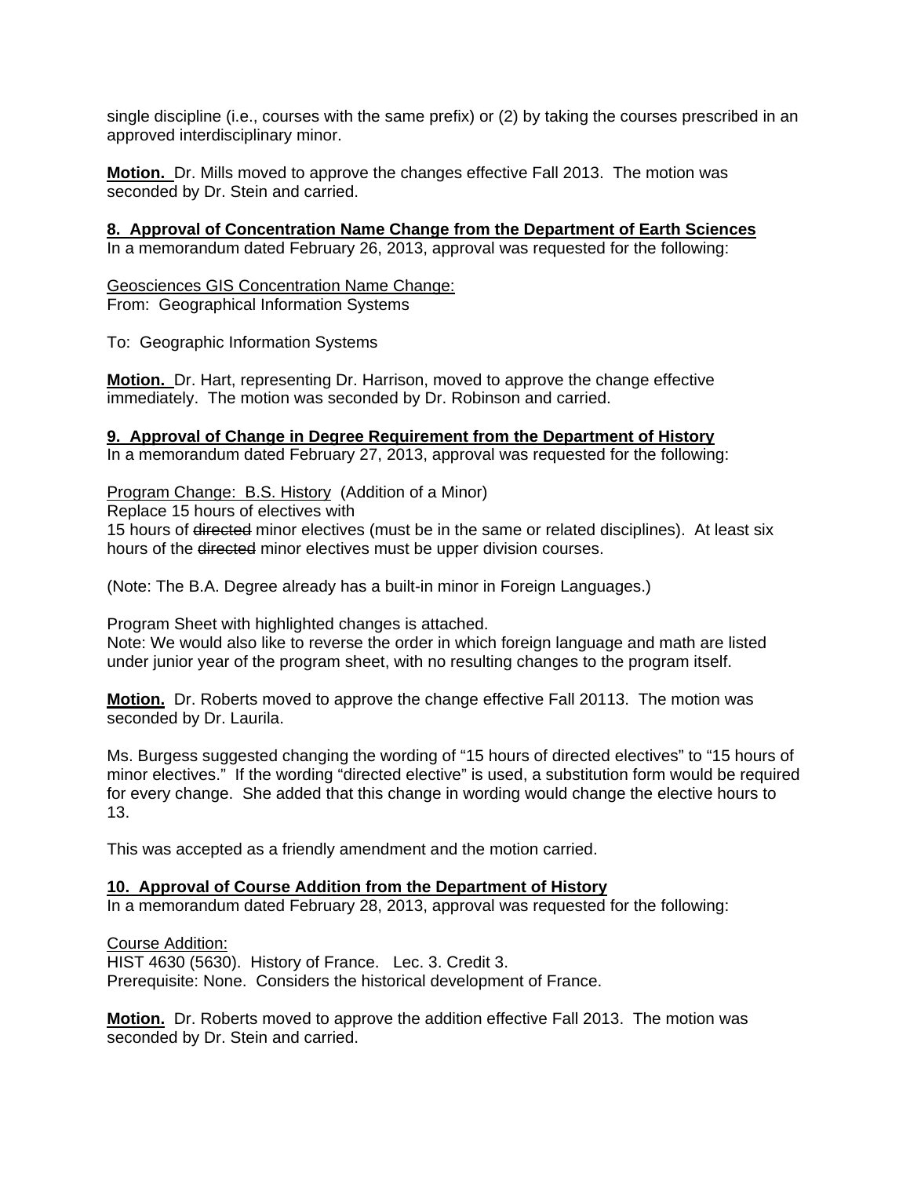single discipline (i.e., courses with the same prefix) or (2) by taking the courses prescribed in an approved interdisciplinary minor.

**Motion.** Dr. Mills moved to approve the changes effective Fall 2013. The motion was seconded by Dr. Stein and carried.

**8. Approval of Concentration Name Change from the Department of Earth Sciences**

In a memorandum dated February 26, 2013, approval was requested for the following:

Geosciences GIS Concentration Name Change:
From: Geographical Information Systems

To: Geographic Information Systems

**Motion.** Dr. Hart, representing Dr. Harrison, moved to approve the change effective immediately. The motion was seconded by Dr. Robinson and carried.

**9. Approval of Change in Degree Requirement from the Department of History**

In a memorandum dated February 27, 2013, approval was requested for the following:

Program Change: B.S. History (Addition of a Minor)
Replace 15 hours of electives with
15 hours of ~~directed~~ minor electives (must be in the same or related disciplines). At least six hours of the ~~directed~~ minor electives must be upper division courses.

(Note: The B.A. Degree already has a built-in minor in Foreign Languages.)

Program Sheet with highlighted changes is attached.
Note: We would also like to reverse the order in which foreign language and math are listed under junior year of the program sheet, with no resulting changes to the program itself.

**Motion.** Dr. Roberts moved to approve the change effective Fall 20113. The motion was seconded by Dr. Laurila.

Ms. Burgess suggested changing the wording of "15 hours of directed electives" to "15 hours of minor electives." If the wording "directed elective" is used, a substitution form would be required for every change. She added that this change in wording would change the elective hours to 13.

This was accepted as a friendly amendment and the motion carried.

**10. Approval of Course Addition from the Department of History**

In a memorandum dated February 28, 2013, approval was requested for the following:

Course Addition:
HIST 4630 (5630). History of France. Lec. 3. Credit 3.
Prerequisite: None. Considers the historical development of France.

**Motion.** Dr. Roberts moved to approve the addition effective Fall 2013. The motion was seconded by Dr. Stein and carried.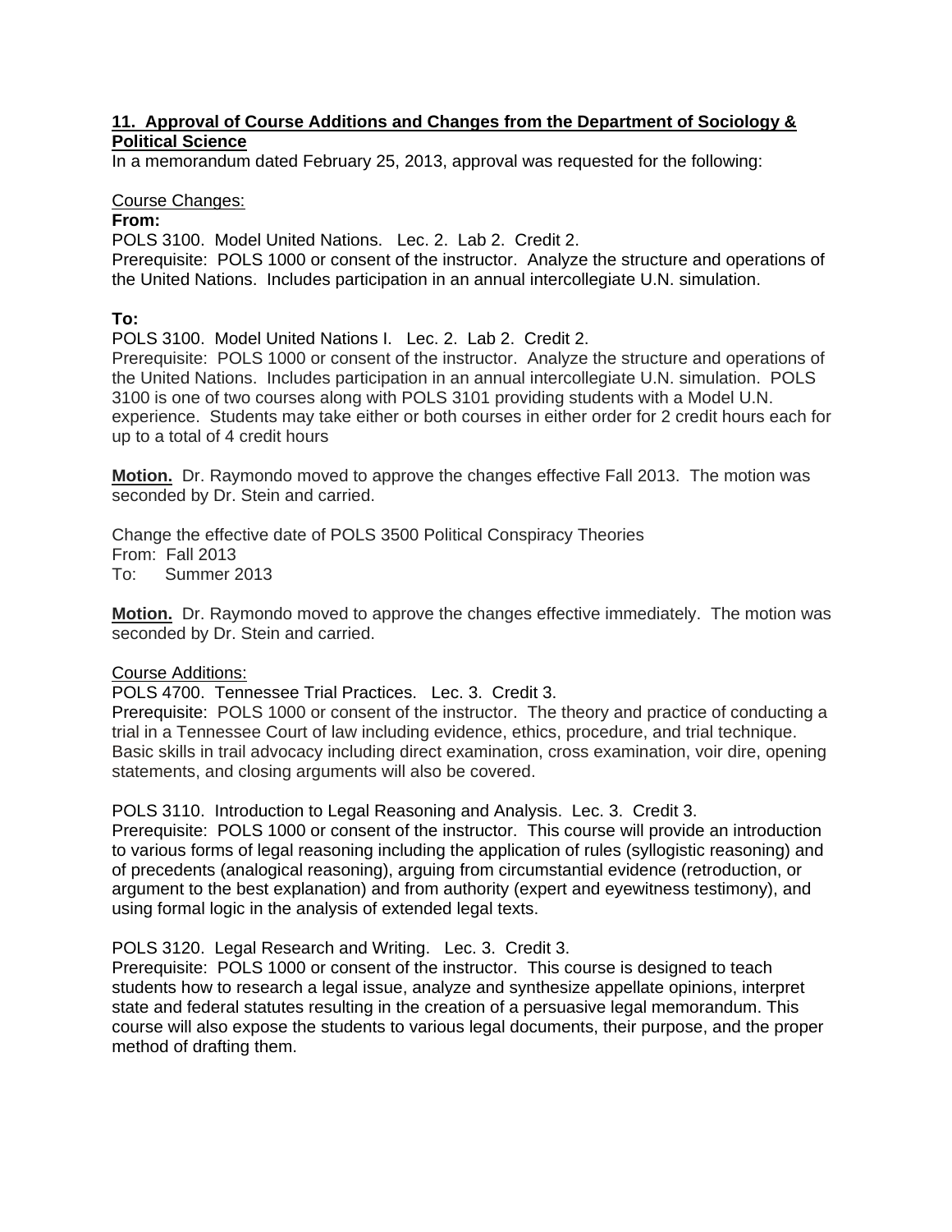**11. Approval of Course Additions and Changes from the Department of Sociology & Political Science**

In a memorandum dated February 25, 2013, approval was requested for the following:

Course Changes:

**From:**

POLS 3100. Model United Nations. Lec. 2. Lab 2. Credit 2.
Prerequisite: POLS 1000 or consent of the instructor. Analyze the structure and operations of the United Nations. Includes participation in an annual intercollegiate U.N. simulation.

**To:**

POLS 3100. Model United Nations I. Lec. 2. Lab 2. Credit 2.
Prerequisite: POLS 1000 or consent of the instructor. Analyze the structure and operations of the United Nations. Includes participation in an annual intercollegiate U.N. simulation. POLS 3100 is one of two courses along with POLS 3101 providing students with a Model U.N. experience. Students may take either or both courses in either order for 2 credit hours each for up to a total of 4 credit hours

**Motion.** Dr. Raymondo moved to approve the changes effective Fall 2013. The motion was seconded by Dr. Stein and carried.

Change the effective date of POLS 3500 Political Conspiracy Theories
From: Fall 2013
To: Summer 2013

**Motion.** Dr. Raymondo moved to approve the changes effective immediately. The motion was seconded by Dr. Stein and carried.

Course Additions:

POLS 4700. Tennessee Trial Practices. Lec. 3. Credit 3.
Prerequisite: POLS 1000 or consent of the instructor. The theory and practice of conducting a trial in a Tennessee Court of law including evidence, ethics, procedure, and trial technique. Basic skills in trail advocacy including direct examination, cross examination, voir dire, opening statements, and closing arguments will also be covered.

POLS 3110. Introduction to Legal Reasoning and Analysis. Lec. 3. Credit 3.
Prerequisite: POLS 1000 or consent of the instructor. This course will provide an introduction to various forms of legal reasoning including the application of rules (syllogistic reasoning) and of precedents (analogical reasoning), arguing from circumstantial evidence (retroduction, or argument to the best explanation) and from authority (expert and eyewitness testimony), and using formal logic in the analysis of extended legal texts.

POLS 3120. Legal Research and Writing. Lec. 3. Credit 3.
Prerequisite: POLS 1000 or consent of the instructor. This course is designed to teach students how to research a legal issue, analyze and synthesize appellate opinions, interpret state and federal statutes resulting in the creation of a persuasive legal memorandum. This course will also expose the students to various legal documents, their purpose, and the proper method of drafting them.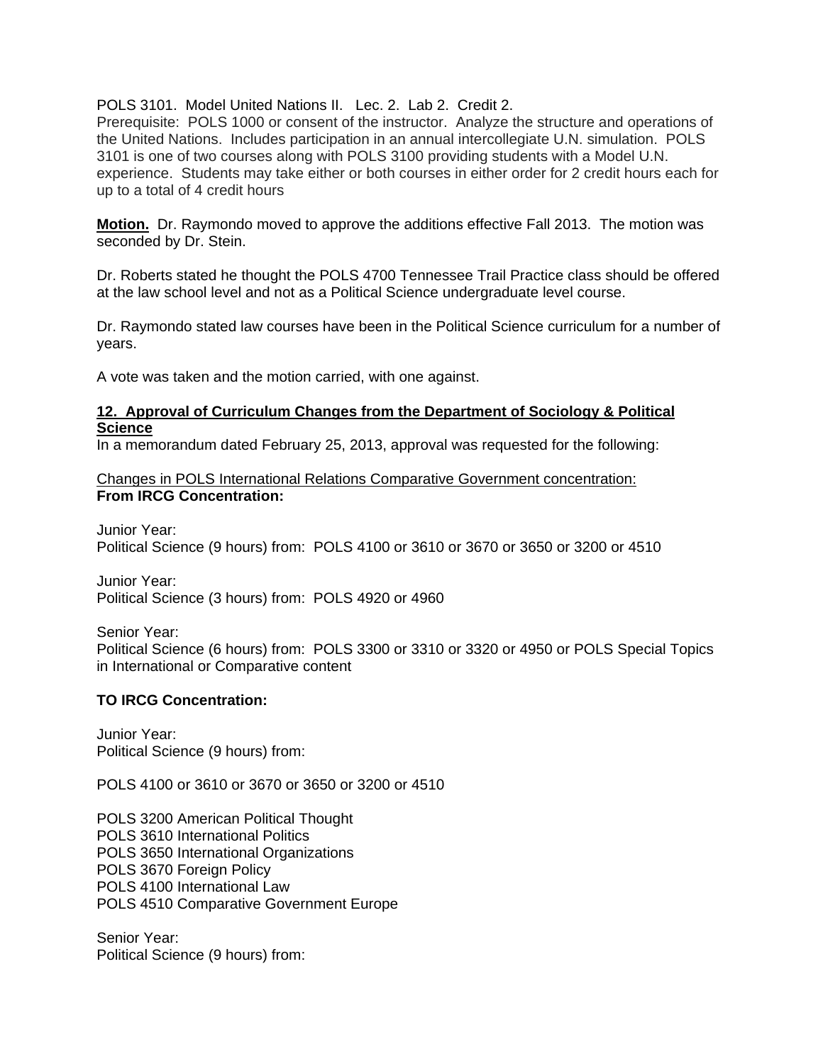POLS 3101. Model United Nations II. Lec. 2. Lab 2. Credit 2.
Prerequisite: POLS 1000 or consent of the instructor. Analyze the structure and operations of the United Nations. Includes participation in an annual intercollegiate U.N. simulation. POLS 3101 is one of two courses along with POLS 3100 providing students with a Model U.N. experience. Students may take either or both courses in either order for 2 credit hours each for up to a total of 4 credit hours

**Motion.** Dr. Raymondo moved to approve the additions effective Fall 2013. The motion was seconded by Dr. Stein.

Dr. Roberts stated he thought the POLS 4700 Tennessee Trail Practice class should be offered at the law school level and not as a Political Science undergraduate level course.

Dr. Raymondo stated law courses have been in the Political Science curriculum for a number of years.

A vote was taken and the motion carried, with one against.

## 12. Approval of Curriculum Changes from the Department of Sociology & Political Science

In a memorandum dated February 25, 2013, approval was requested for the following:

Changes in POLS International Relations Comparative Government concentration:

**From IRCG Concentration:**

Junior Year:
Political Science (9 hours) from: POLS 4100 or 3610 or 3670 or 3650 or 3200 or 4510

Junior Year:
Political Science (3 hours) from: POLS 4920 or 4960

Senior Year:
Political Science (6 hours) from: POLS 3300 or 3310 or 3320 or 4950 or POLS Special Topics in International or Comparative content

**TO IRCG Concentration:**

Junior Year:
Political Science (9 hours) from:

POLS 4100 or 3610 or 3670 or 3650 or 3200 or 4510

POLS 3200 American Political Thought
POLS 3610 International Politics
POLS 3650 International Organizations
POLS 3670 Foreign Policy
POLS 4100 International Law
POLS 4510 Comparative Government Europe

Senior Year:
Political Science (9 hours) from: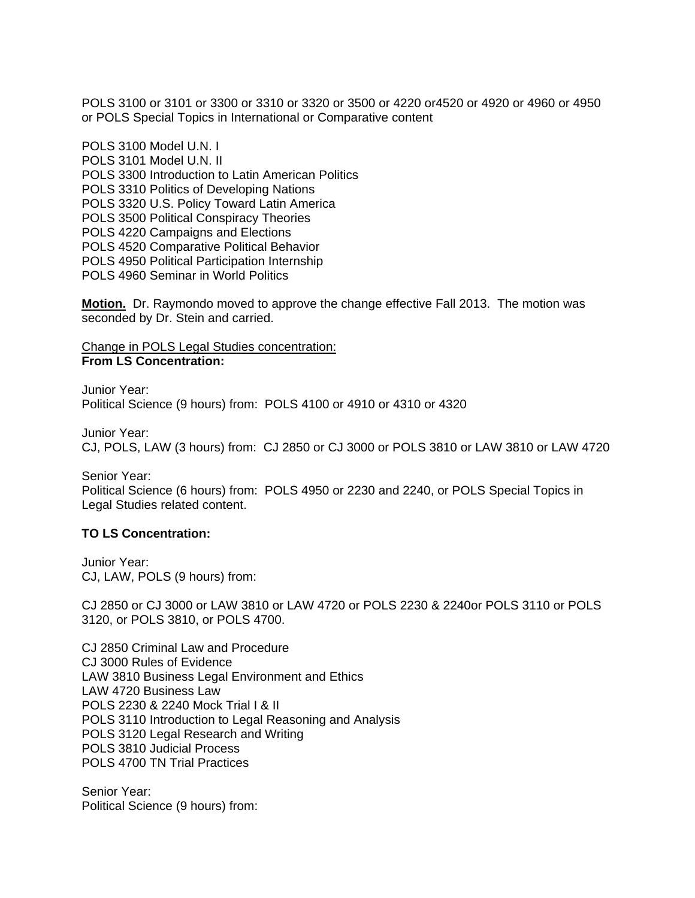POLS 3100 or 3101 or 3300 or 3310 or 3320 or 3500 or 4220 or4520 or 4920 or 4960 or 4950 or POLS Special Topics in International or Comparative content

POLS 3100 Model U.N. I
POLS 3101 Model U.N. II
POLS 3300 Introduction to Latin American Politics
POLS 3310 Politics of Developing Nations
POLS 3320 U.S. Policy Toward Latin America
POLS 3500 Political Conspiracy Theories
POLS 4220 Campaigns and Elections
POLS 4520 Comparative Political Behavior
POLS 4950 Political Participation Internship
POLS 4960 Seminar in World Politics

**Motion.** Dr. Raymondo moved to approve the change effective Fall 2013. The motion was seconded by Dr. Stein and carried.

Change in POLS Legal Studies concentration:
**From LS Concentration:**

Junior Year:
Political Science (9 hours) from: POLS 4100 or 4910 or 4310 or 4320

Junior Year:
CJ, POLS, LAW (3 hours) from: CJ 2850 or CJ 3000 or POLS 3810 or LAW 3810 or LAW 4720

Senior Year:
Political Science (6 hours) from: POLS 4950 or 2230 and 2240, or POLS Special Topics in Legal Studies related content.

**TO LS Concentration:**

Junior Year:
CJ, LAW, POLS (9 hours) from:

CJ 2850 or CJ 3000 or LAW 3810 or LAW 4720 or POLS 2230 & 2240or POLS 3110 or POLS 3120, or POLS 3810, or POLS 4700.

CJ 2850 Criminal Law and Procedure
CJ 3000 Rules of Evidence
LAW 3810 Business Legal Environment and Ethics
LAW 4720 Business Law
POLS 2230 & 2240 Mock Trial I & II
POLS 3110 Introduction to Legal Reasoning and Analysis
POLS 3120 Legal Research and Writing
POLS 3810 Judicial Process
POLS 4700 TN Trial Practices

Senior Year:
Political Science (9 hours) from: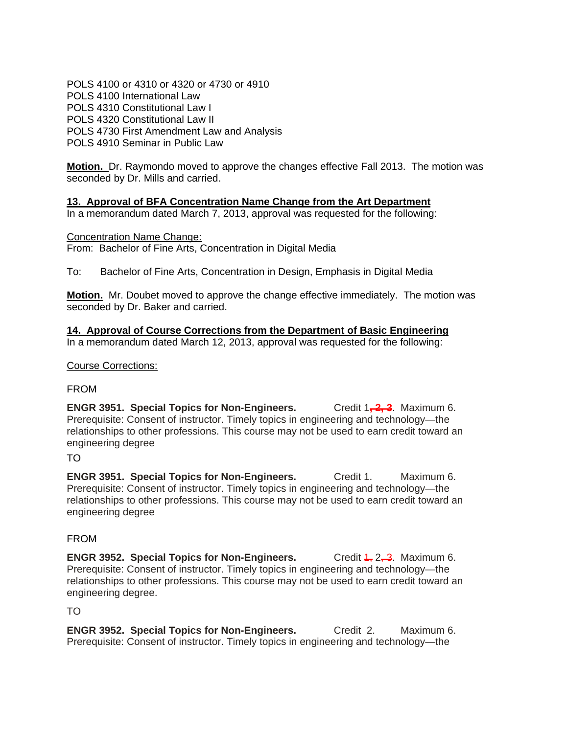POLS 4100 or 4310 or 4320 or 4730 or 4910
POLS 4100 International Law
POLS 4310 Constitutional Law I
POLS 4320 Constitutional Law II
POLS 4730 First Amendment Law and Analysis
POLS 4910 Seminar in Public Law

**Motion.** Dr. Raymondo moved to approve the changes effective Fall 2013. The motion was seconded by Dr. Mills and carried.

**13. Approval of BFA Concentration Name Change from the Art Department**
In a memorandum dated March 7, 2013, approval was requested for the following:

Concentration Name Change:
From: Bachelor of Fine Arts, Concentration in Digital Media

To: Bachelor of Fine Arts, Concentration in Design, Emphasis in Digital Media

**Motion.** Mr. Doubet moved to approve the change effective immediately. The motion was seconded by Dr. Baker and carried.

**14. Approval of Course Corrections from the Department of Basic Engineering**
In a memorandum dated March 12, 2013, approval was requested for the following:

Course Corrections:

FROM

**ENGR 3951. Special Topics for Non-Engineers.** Credit 1~~, 2, 3~~. Maximum 6. Prerequisite: Consent of instructor. Timely topics in engineering and technology—the relationships to other professions. This course may not be used to earn credit toward an engineering degree

TO

**ENGR 3951. Special Topics for Non-Engineers.** Credit 1. Maximum 6. Prerequisite: Consent of instructor. Timely topics in engineering and technology—the relationships to other professions. This course may not be used to earn credit toward an engineering degree

FROM

**ENGR 3952. Special Topics for Non-Engineers.** Credit ~~1,~~ 2~~, 3~~. Maximum 6. Prerequisite: Consent of instructor. Timely topics in engineering and technology—the relationships to other professions. This course may not be used to earn credit toward an engineering degree.

TO

**ENGR 3952. Special Topics for Non-Engineers.** Credit 2. Maximum 6. Prerequisite: Consent of instructor. Timely topics in engineering and technology—the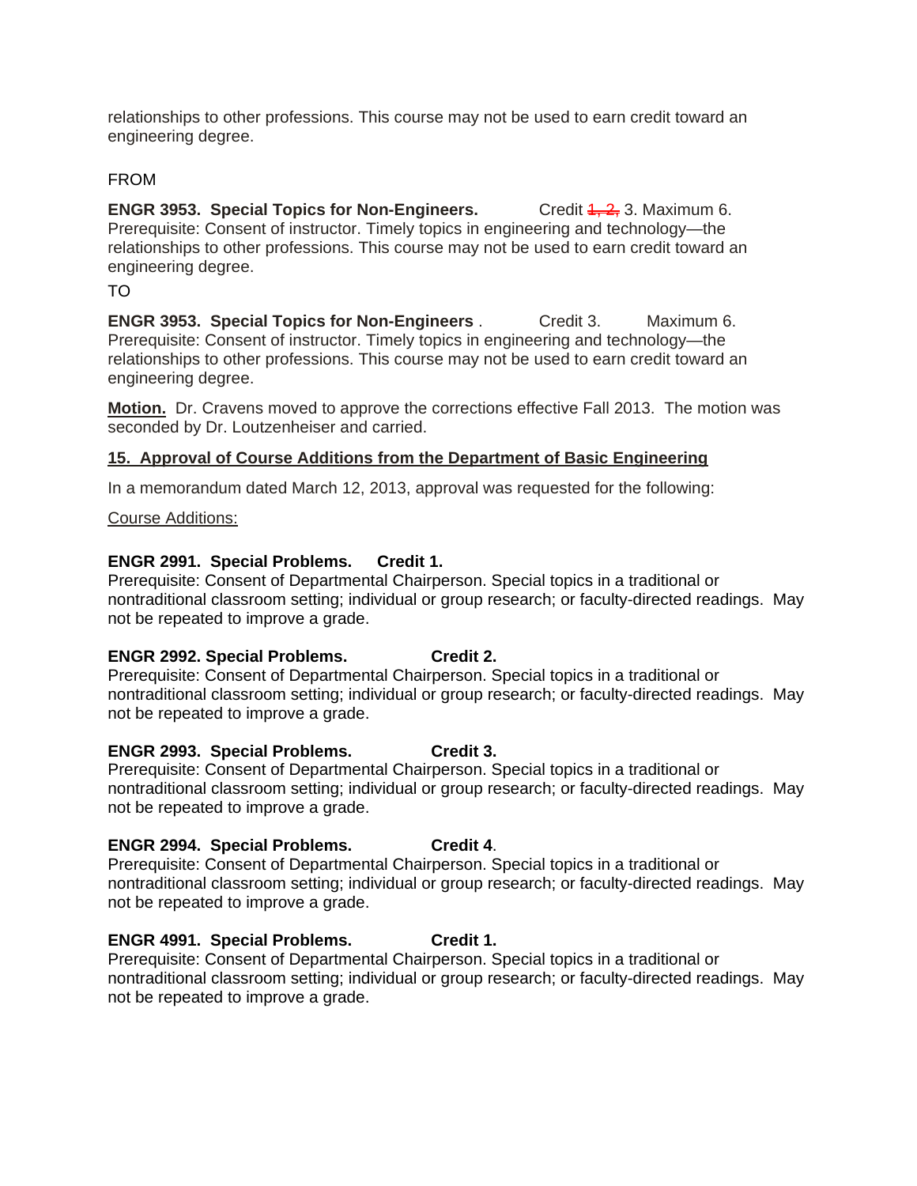relationships to other professions. This course may not be used to earn credit toward an engineering degree.

FROM

**ENGR 3953. Special Topics for Non-Engineers.** Credit ~~1, 2,~~ 3. Maximum 6. Prerequisite: Consent of instructor. Timely topics in engineering and technology—the relationships to other professions. This course may not be used to earn credit toward an engineering degree.

TO

**ENGR 3953. Special Topics for Non-Engineers** . Credit 3. Maximum 6. Prerequisite: Consent of instructor. Timely topics in engineering and technology—the relationships to other professions. This course may not be used to earn credit toward an engineering degree.

**Motion.** Dr. Cravens moved to approve the corrections effective Fall 2013. The motion was seconded by Dr. Loutzenheiser and carried.

**15. Approval of Course Additions from the Department of Basic Engineering**

In a memorandum dated March 12, 2013, approval was requested for the following:

Course Additions:

**ENGR 2991. Special Problems. Credit 1.**
Prerequisite: Consent of Departmental Chairperson. Special topics in a traditional or nontraditional classroom setting; individual or group research; or faculty-directed readings. May not be repeated to improve a grade.

**ENGR 2992. Special Problems. Credit 2.**
Prerequisite: Consent of Departmental Chairperson. Special topics in a traditional or nontraditional classroom setting; individual or group research; or faculty-directed readings. May not be repeated to improve a grade.

**ENGR 2993. Special Problems. Credit 3.**
Prerequisite: Consent of Departmental Chairperson. Special topics in a traditional or nontraditional classroom setting; individual or group research; or faculty-directed readings. May not be repeated to improve a grade.

**ENGR 2994. Special Problems. Credit 4**.
Prerequisite: Consent of Departmental Chairperson. Special topics in a traditional or nontraditional classroom setting; individual or group research; or faculty-directed readings. May not be repeated to improve a grade.

**ENGR 4991. Special Problems. Credit 1.**
Prerequisite: Consent of Departmental Chairperson. Special topics in a traditional or nontraditional classroom setting; individual or group research; or faculty-directed readings. May not be repeated to improve a grade.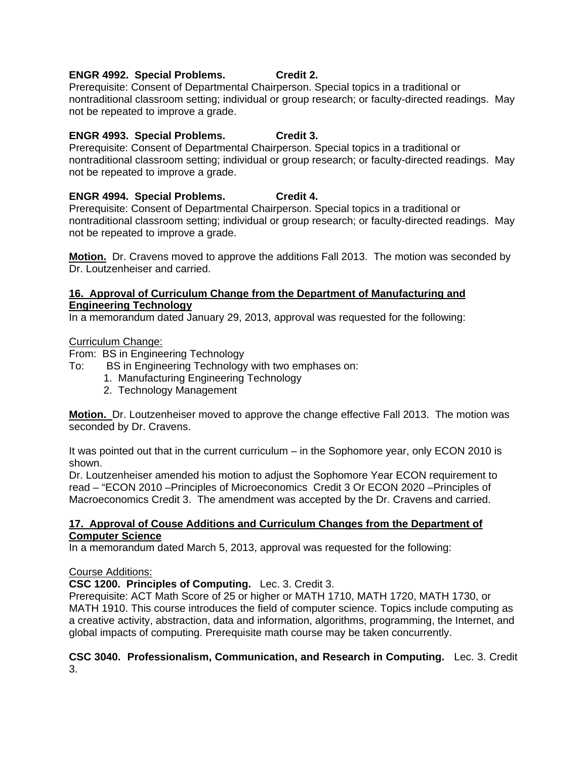**ENGR 4992. Special Problems. Credit 2.**
Prerequisite: Consent of Departmental Chairperson. Special topics in a traditional or nontraditional classroom setting; individual or group research; or faculty-directed readings. May not be repeated to improve a grade.

**ENGR 4993. Special Problems. Credit 3.**
Prerequisite: Consent of Departmental Chairperson. Special topics in a traditional or nontraditional classroom setting; individual or group research; or faculty-directed readings. May not be repeated to improve a grade.

**ENGR 4994. Special Problems. Credit 4.**
Prerequisite: Consent of Departmental Chairperson. Special topics in a traditional or nontraditional classroom setting; individual or group research; or faculty-directed readings. May not be repeated to improve a grade.

**Motion.** Dr. Cravens moved to approve the additions Fall 2013. The motion was seconded by Dr. Loutzenheiser and carried.

**16. Approval of Curriculum Change from the Department of Manufacturing and Engineering Technology**

In a memorandum dated January 29, 2013, approval was requested for the following:

Curriculum Change:
From: BS in Engineering Technology
To: BS in Engineering Technology with two emphases on:
1. Manufacturing Engineering Technology
2. Technology Management

**Motion.** Dr. Loutzenheiser moved to approve the change effective Fall 2013. The motion was seconded by Dr. Cravens.

It was pointed out that in the current curriculum – in the Sophomore year, only ECON 2010 is shown.
Dr. Loutzenheiser amended his motion to adjust the Sophomore Year ECON requirement to read – "ECON 2010 –Principles of Microeconomics Credit 3 Or ECON 2020 –Principles of Macroeconomics Credit 3. The amendment was accepted by the Dr. Cravens and carried.

**17. Approval of Couse Additions and Curriculum Changes from the Department of Computer Science**

In a memorandum dated March 5, 2013, approval was requested for the following:

Course Additions:
**CSC 1200. Principles of Computing.** Lec. 3. Credit 3.
Prerequisite: ACT Math Score of 25 or higher or MATH 1710, MATH 1720, MATH 1730, or MATH 1910. This course introduces the field of computer science. Topics include computing as a creative activity, abstraction, data and information, algorithms, programming, the Internet, and global impacts of computing. Prerequisite math course may be taken concurrently.

**CSC 3040. Professionalism, Communication, and Research in Computing.** Lec. 3. Credit 3.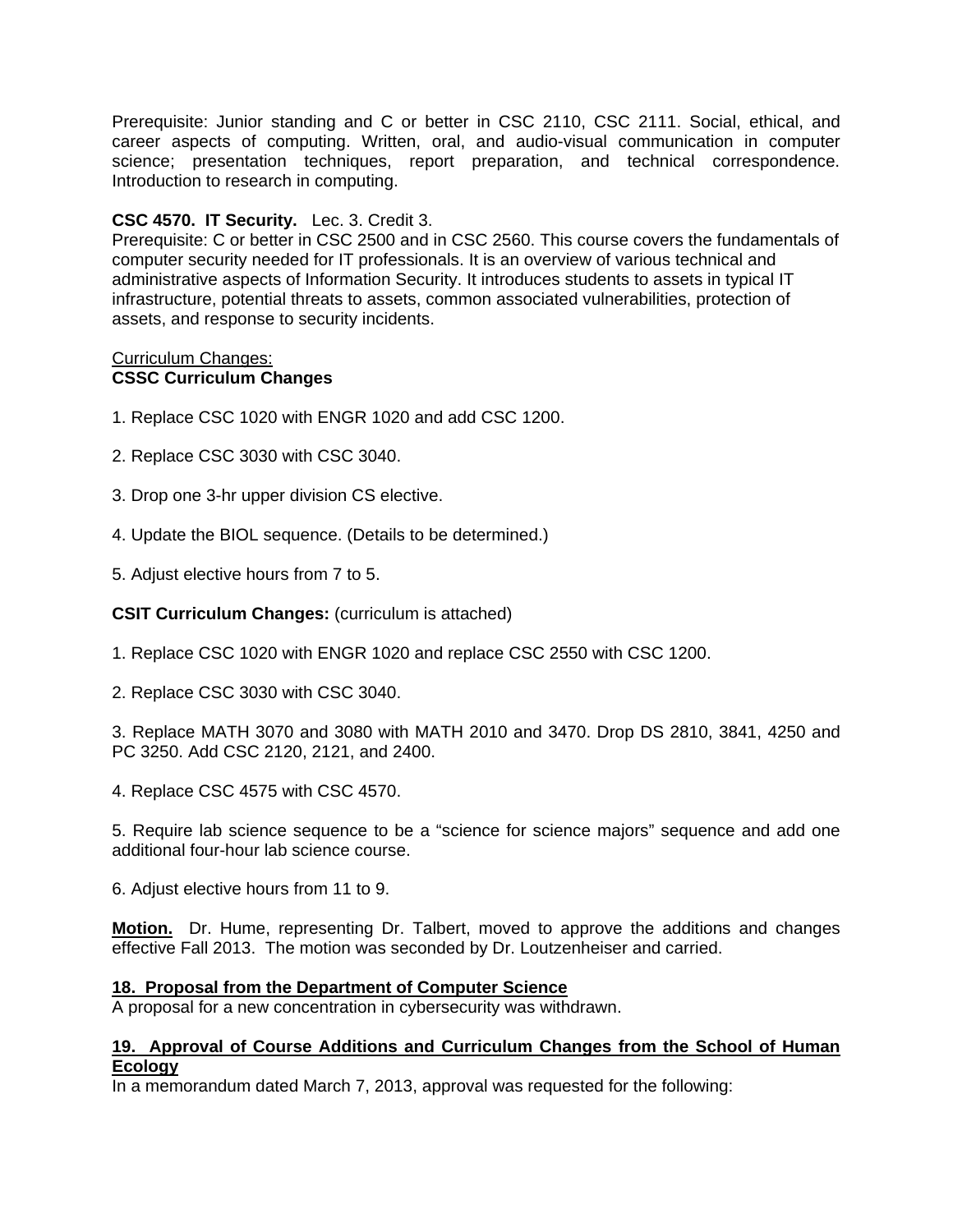Prerequisite: Junior standing and C or better in CSC 2110, CSC 2111. Social, ethical, and career aspects of computing. Written, oral, and audio-visual communication in computer science; presentation techniques, report preparation, and technical correspondence. Introduction to research in computing.

**CSC 4570. IT Security.** Lec. 3. Credit 3.
Prerequisite: C or better in CSC 2500 and in CSC 2560. This course covers the fundamentals of computer security needed for IT professionals. It is an overview of various technical and administrative aspects of Information Security. It introduces students to assets in typical IT infrastructure, potential threats to assets, common associated vulnerabilities, protection of assets, and response to security incidents.

<u>Curriculum Changes:</u>
**CSSC Curriculum Changes**

1. Replace CSC 1020 with ENGR 1020 and add CSC 1200.

2. Replace CSC 3030 with CSC 3040.

3. Drop one 3-hr upper division CS elective.

4. Update the BIOL sequence. (Details to be determined.)

5. Adjust elective hours from 7 to 5.

**CSIT Curriculum Changes:** (curriculum is attached)

1. Replace CSC 1020 with ENGR 1020 and replace CSC 2550 with CSC 1200.

2. Replace CSC 3030 with CSC 3040.

3. Replace MATH 3070 and 3080 with MATH 2010 and 3470. Drop DS 2810, 3841, 4250 and PC 3250. Add CSC 2120, 2121, and 2400.

4. Replace CSC 4575 with CSC 4570.

5. Require lab science sequence to be a "science for science majors" sequence and add one additional four-hour lab science course.

6. Adjust elective hours from 11 to 9.

**<u>Motion.</u>** Dr. Hume, representing Dr. Talbert, moved to approve the additions and changes effective Fall 2013. The motion was seconded by Dr. Loutzenheiser and carried.

**<u>18. Proposal from the Department of Computer Science</u>**
A proposal for a new concentration in cybersecurity was withdrawn.

**<u>19. Approval of Course Additions and Curriculum Changes from the School of Human Ecology</u>**
In a memorandum dated March 7, 2013, approval was requested for the following: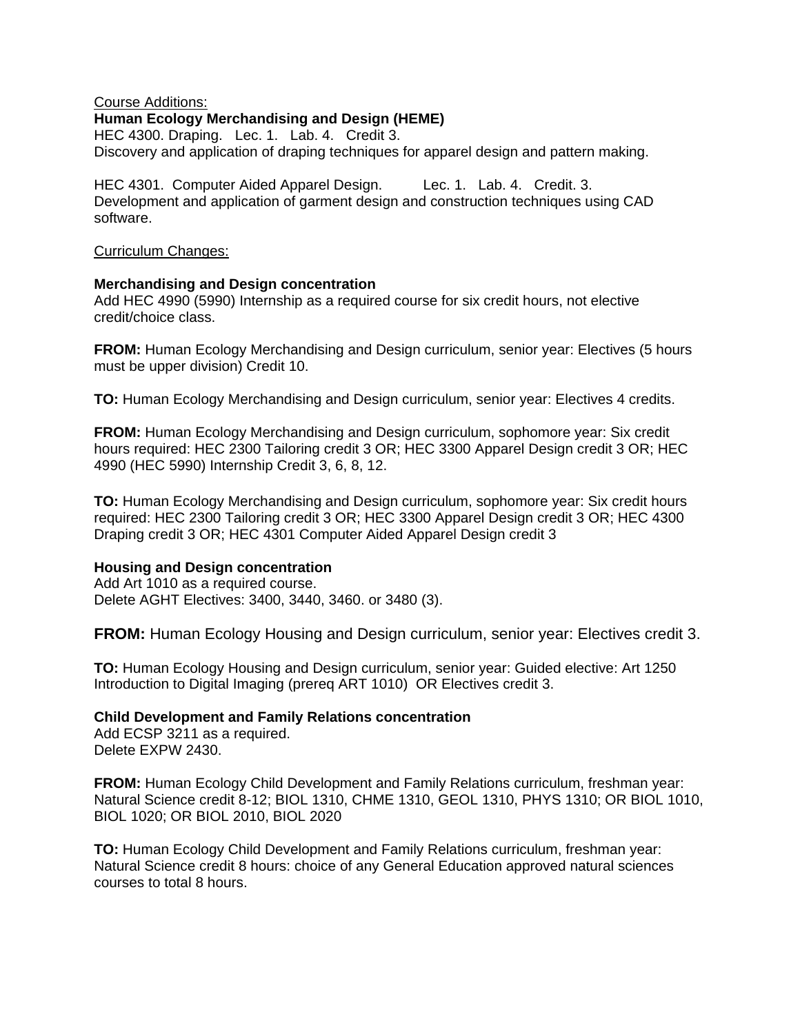Course Additions:

**Human Ecology Merchandising and Design (HEME)**

HEC 4300. Draping. Lec. 1. Lab. 4. Credit 3.
Discovery and application of draping techniques for apparel design and pattern making.

HEC 4301. Computer Aided Apparel Design. Lec. 1. Lab. 4. Credit. 3.
Development and application of garment design and construction techniques using CAD software.

Curriculum Changes:

**Merchandising and Design concentration**

Add HEC 4990 (5990) Internship as a required course for six credit hours, not elective credit/choice class.

**FROM:** Human Ecology Merchandising and Design curriculum, senior year: Electives (5 hours must be upper division) Credit 10.

**TO:** Human Ecology Merchandising and Design curriculum, senior year: Electives 4 credits.

**FROM:** Human Ecology Merchandising and Design curriculum, sophomore year: Six credit hours required: HEC 2300 Tailoring credit 3 OR; HEC 3300 Apparel Design credit 3 OR; HEC 4990 (HEC 5990) Internship Credit 3, 6, 8, 12.

**TO:** Human Ecology Merchandising and Design curriculum, sophomore year: Six credit hours required: HEC 2300 Tailoring credit 3 OR; HEC 3300 Apparel Design credit 3 OR; HEC 4300 Draping credit 3 OR; HEC 4301 Computer Aided Apparel Design credit 3

**Housing and Design concentration**

Add Art 1010 as a required course.
Delete AGHT Electives: 3400, 3440, 3460. or 3480 (3).

**FROM:** Human Ecology Housing and Design curriculum, senior year: Electives credit 3.

**TO:** Human Ecology Housing and Design curriculum, senior year: Guided elective: Art 1250 Introduction to Digital Imaging (prereq ART 1010) OR Electives credit 3.

**Child Development and Family Relations concentration**

Add ECSP 3211 as a required.
Delete EXPW 2430.

**FROM:** Human Ecology Child Development and Family Relations curriculum, freshman year: Natural Science credit 8-12; BIOL 1310, CHME 1310, GEOL 1310, PHYS 1310; OR BIOL 1010, BIOL 1020; OR BIOL 2010, BIOL 2020

**TO:** Human Ecology Child Development and Family Relations curriculum, freshman year: Natural Science credit 8 hours: choice of any General Education approved natural sciences courses to total 8 hours.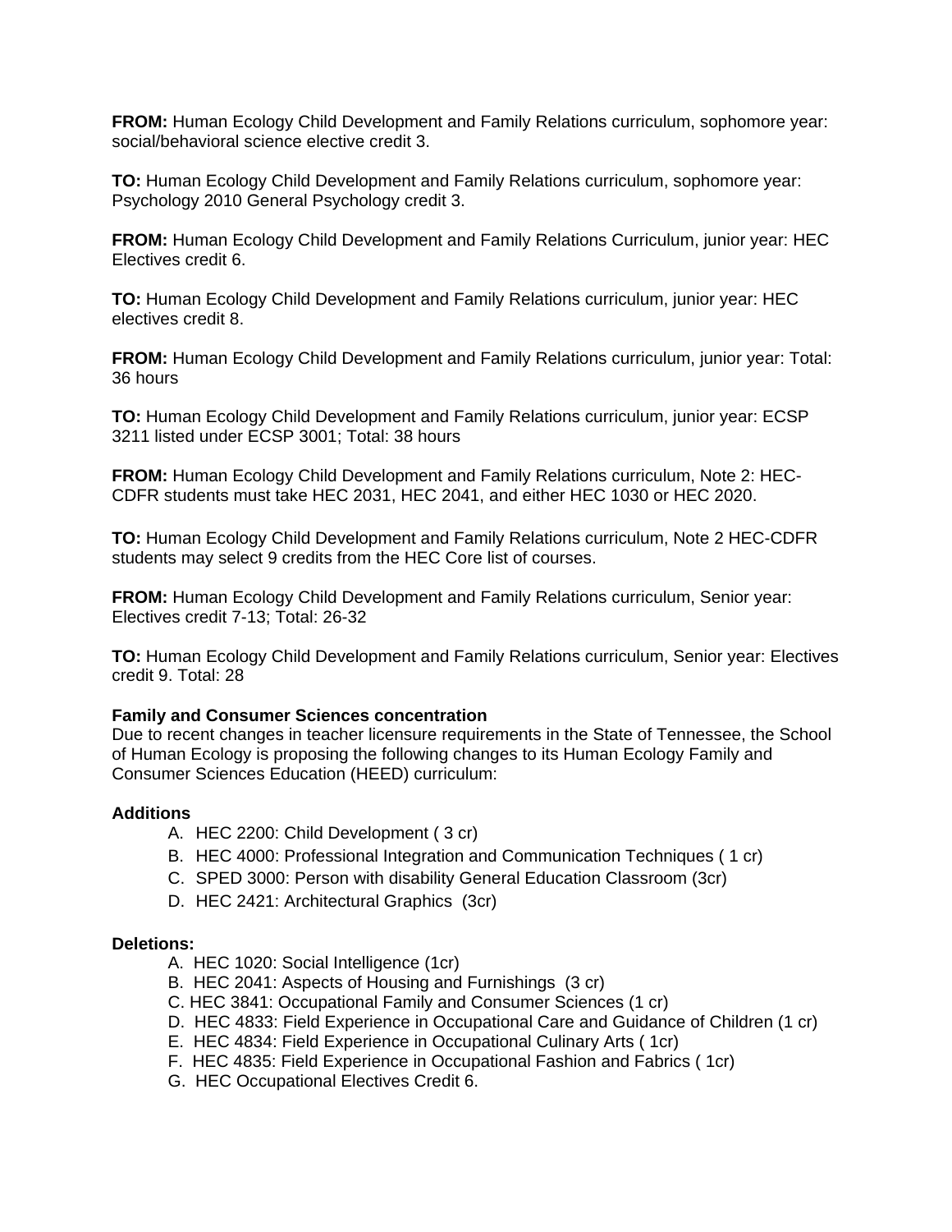**FROM:** Human Ecology Child Development and Family Relations curriculum, sophomore year: social/behavioral science elective credit 3.

**TO:** Human Ecology Child Development and Family Relations curriculum, sophomore year: Psychology 2010 General Psychology credit 3.

**FROM:** Human Ecology Child Development and Family Relations Curriculum, junior year: HEC Electives credit 6.

**TO:** Human Ecology Child Development and Family Relations curriculum, junior year: HEC electives credit 8.

**FROM:** Human Ecology Child Development and Family Relations curriculum, junior year: Total: 36 hours

**TO:** Human Ecology Child Development and Family Relations curriculum, junior year: ECSP 3211 listed under ECSP 3001; Total: 38 hours

**FROM:** Human Ecology Child Development and Family Relations curriculum, Note 2: HEC-CDFR students must take HEC 2031, HEC 2041, and either HEC 1030 or HEC 2020.

**TO:** Human Ecology Child Development and Family Relations curriculum, Note 2 HEC-CDFR students may select 9 credits from the HEC Core list of courses.

**FROM:** Human Ecology Child Development and Family Relations curriculum, Senior year: Electives credit 7-13; Total: 26-32

**TO:** Human Ecology Child Development and Family Relations curriculum, Senior year: Electives credit 9. Total: 28

**Family and Consumer Sciences concentration**
Due to recent changes in teacher licensure requirements in the State of Tennessee, the School of Human Ecology is proposing the following changes to its Human Ecology Family and Consumer Sciences Education (HEED) curriculum:

**Additions**

A. HEC 2200: Child Development ( 3 cr)
B. HEC 4000: Professional Integration and Communication Techniques ( 1 cr)
C. SPED 3000: Person with disability General Education Classroom (3cr)
D. HEC 2421: Architectural Graphics (3cr)

**Deletions:**

A. HEC 1020: Social Intelligence (1cr)
B. HEC 2041: Aspects of Housing and Furnishings (3 cr)
C. HEC 3841: Occupational Family and Consumer Sciences (1 cr)
D. HEC 4833: Field Experience in Occupational Care and Guidance of Children (1 cr)
E. HEC 4834: Field Experience in Occupational Culinary Arts ( 1cr)
F. HEC 4835: Field Experience in Occupational Fashion and Fabrics ( 1cr)
G. HEC Occupational Electives Credit 6.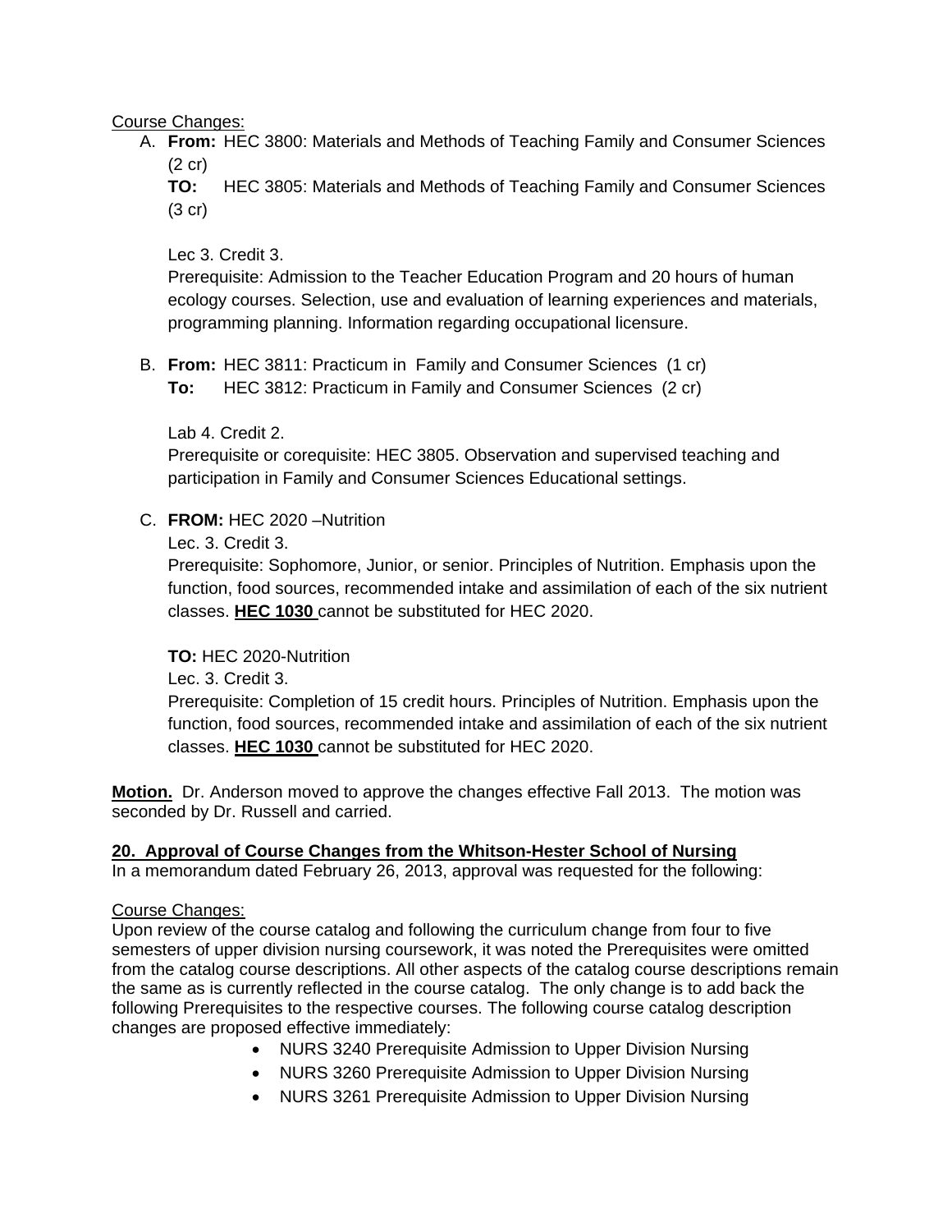Course Changes:

A. **From:** HEC 3800: Materials and Methods of Teaching Family and Consumer Sciences (2 cr)
   **TO:** HEC 3805: Materials and Methods of Teaching Family and Consumer Sciences (3 cr)

   Lec 3. Credit 3.
   Prerequisite: Admission to the Teacher Education Program and 20 hours of human ecology courses. Selection, use and evaluation of learning experiences and materials, programming planning. Information regarding occupational licensure.

B. **From:** HEC 3811: Practicum in Family and Consumer Sciences (1 cr)
   **To:** HEC 3812: Practicum in Family and Consumer Sciences (2 cr)

   Lab 4. Credit 2.
   Prerequisite or corequisite: HEC 3805. Observation and supervised teaching and participation in Family and Consumer Sciences Educational settings.

C. **FROM:** HEC 2020 –Nutrition
   Lec. 3. Credit 3.
   Prerequisite: Sophomore, Junior, or senior. Principles of Nutrition. Emphasis upon the function, food sources, recommended intake and assimilation of each of the six nutrient classes. **HEC 1030** cannot be substituted for HEC 2020.

   **TO:** HEC 2020-Nutrition
   Lec. 3. Credit 3.
   Prerequisite: Completion of 15 credit hours. Principles of Nutrition. Emphasis upon the function, food sources, recommended intake and assimilation of each of the six nutrient classes. **HEC 1030** cannot be substituted for HEC 2020.

**Motion.** Dr. Anderson moved to approve the changes effective Fall 2013. The motion was seconded by Dr. Russell and carried.

**20. Approval of Course Changes from the Whitson-Hester School of Nursing**

In a memorandum dated February 26, 2013, approval was requested for the following:

Course Changes:

Upon review of the course catalog and following the curriculum change from four to five semesters of upper division nursing coursework, it was noted the Prerequisites were omitted from the catalog course descriptions. All other aspects of the catalog course descriptions remain the same as is currently reflected in the course catalog. The only change is to add back the following Prerequisites to the respective courses. The following course catalog description changes are proposed effective immediately:

- NURS 3240 Prerequisite Admission to Upper Division Nursing
- NURS 3260 Prerequisite Admission to Upper Division Nursing
- NURS 3261 Prerequisite Admission to Upper Division Nursing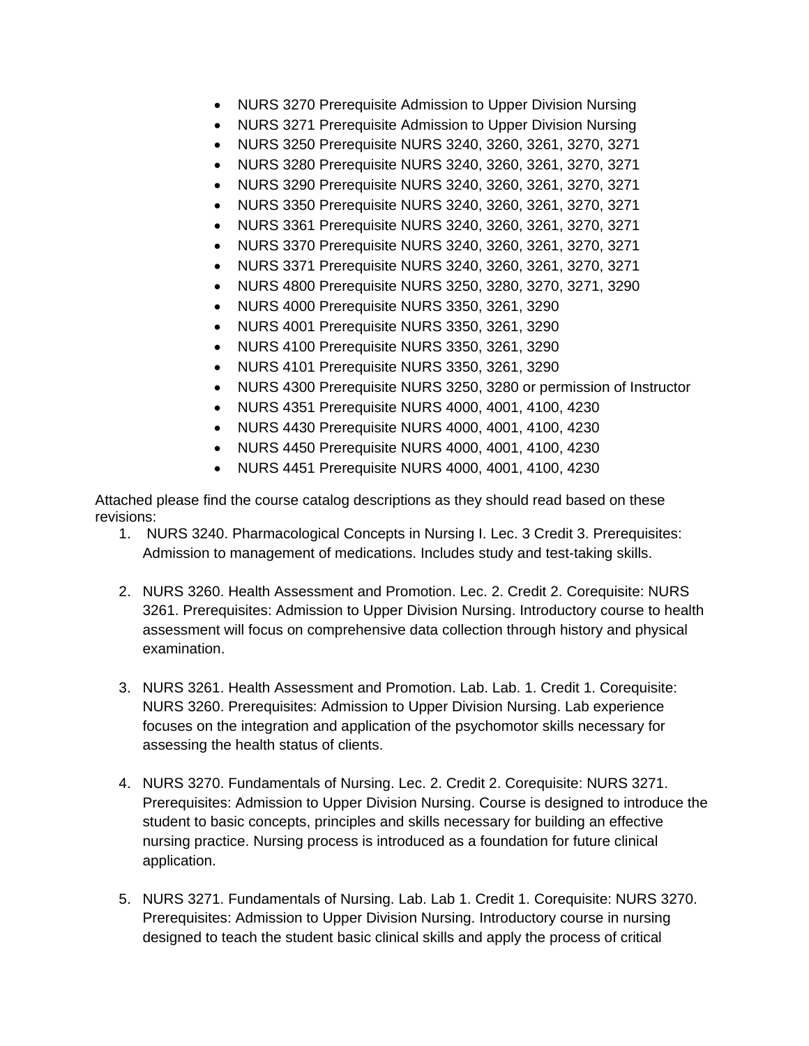- NURS 3270 Prerequisite Admission to Upper Division Nursing
- NURS 3271 Prerequisite Admission to Upper Division Nursing
- NURS 3250 Prerequisite NURS 3240, 3260, 3261, 3270, 3271
- NURS 3280 Prerequisite NURS 3240, 3260, 3261, 3270, 3271
- NURS 3290 Prerequisite NURS 3240, 3260, 3261, 3270, 3271
- NURS 3350 Prerequisite NURS 3240, 3260, 3261, 3270, 3271
- NURS 3361 Prerequisite NURS 3240, 3260, 3261, 3270, 3271
- NURS 3370 Prerequisite NURS 3240, 3260, 3261, 3270, 3271
- NURS 3371 Prerequisite NURS 3240, 3260, 3261, 3270, 3271
- NURS 4800 Prerequisite NURS 3250, 3280, 3270, 3271, 3290
- NURS 4000 Prerequisite NURS 3350, 3261, 3290
- NURS 4001 Prerequisite NURS 3350, 3261, 3290
- NURS 4100 Prerequisite NURS 3350, 3261, 3290
- NURS 4101 Prerequisite NURS 3350, 3261, 3290
- NURS 4300 Prerequisite NURS 3250, 3280 or permission of Instructor
- NURS 4351 Prerequisite NURS 4000, 4001, 4100, 4230
- NURS 4430 Prerequisite NURS 4000, 4001, 4100, 4230
- NURS 4450 Prerequisite NURS 4000, 4001, 4100, 4230
- NURS 4451 Prerequisite NURS 4000, 4001, 4100, 4230

Attached please find the course catalog descriptions as they should read based on these revisions:

1. NURS 3240. Pharmacological Concepts in Nursing I. Lec. 3 Credit 3. Prerequisites: Admission to management of medications. Includes study and test-taking skills.

2. NURS 3260. Health Assessment and Promotion. Lec. 2. Credit 2. Corequisite: NURS 3261. Prerequisites: Admission to Upper Division Nursing. Introductory course to health assessment will focus on comprehensive data collection through history and physical examination.

3. NURS 3261. Health Assessment and Promotion. Lab. Lab. 1. Credit 1. Corequisite: NURS 3260. Prerequisites: Admission to Upper Division Nursing. Lab experience focuses on the integration and application of the psychomotor skills necessary for assessing the health status of clients.

4. NURS 3270. Fundamentals of Nursing. Lec. 2. Credit 2. Corequisite: NURS 3271. Prerequisites: Admission to Upper Division Nursing. Course is designed to introduce the student to basic concepts, principles and skills necessary for building an effective nursing practice. Nursing process is introduced as a foundation for future clinical application.

5. NURS 3271. Fundamentals of Nursing. Lab. Lab 1. Credit 1. Corequisite: NURS 3270. Prerequisites: Admission to Upper Division Nursing. Introductory course in nursing designed to teach the student basic clinical skills and apply the process of critical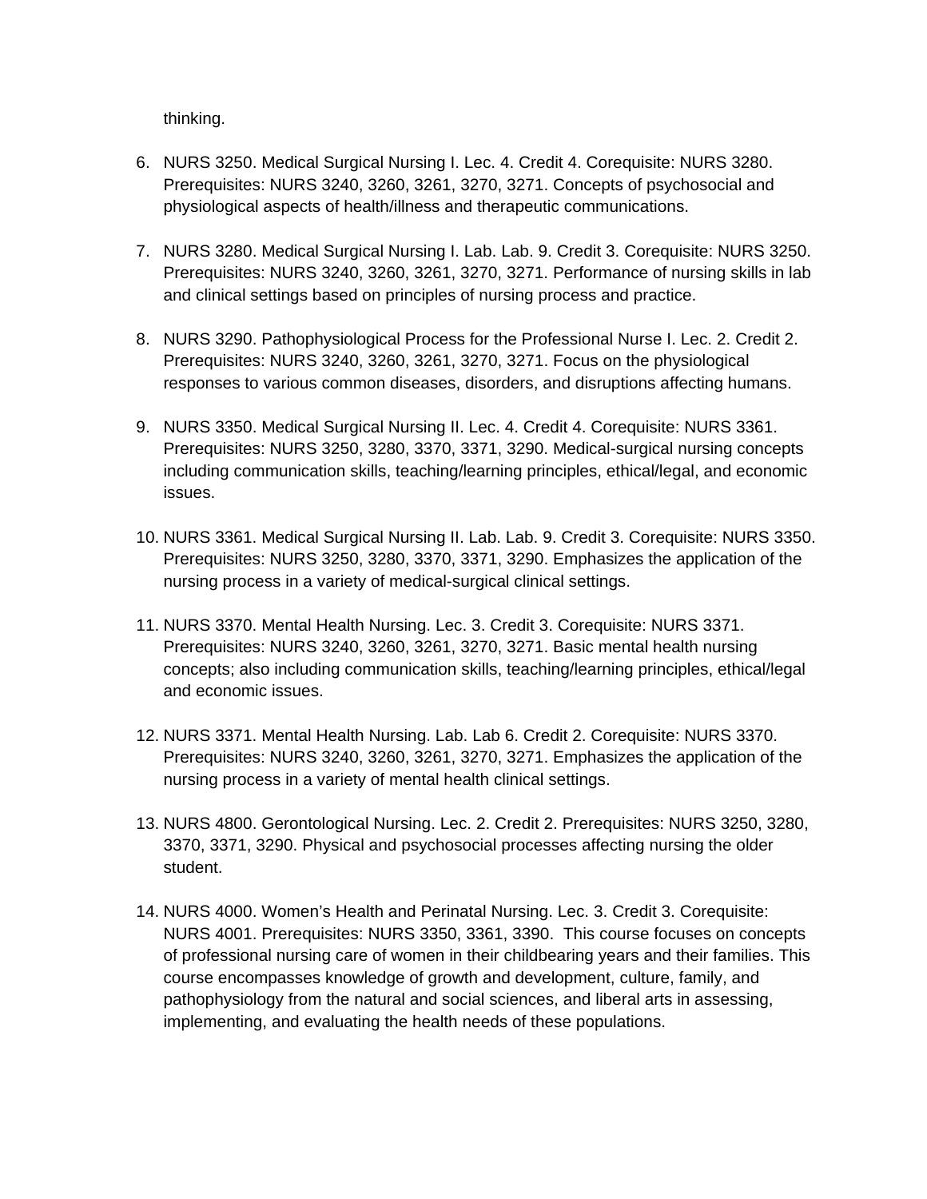thinking.

6. NURS 3250. Medical Surgical Nursing I. Lec. 4. Credit 4. Corequisite: NURS 3280. Prerequisites: NURS 3240, 3260, 3261, 3270, 3271. Concepts of psychosocial and physiological aspects of health/illness and therapeutic communications.

7. NURS 3280. Medical Surgical Nursing I. Lab. Lab. 9. Credit 3. Corequisite: NURS 3250. Prerequisites: NURS 3240, 3260, 3261, 3270, 3271. Performance of nursing skills in lab and clinical settings based on principles of nursing process and practice.

8. NURS 3290. Pathophysiological Process for the Professional Nurse I. Lec. 2. Credit 2. Prerequisites: NURS 3240, 3260, 3261, 3270, 3271. Focus on the physiological responses to various common diseases, disorders, and disruptions affecting humans.

9. NURS 3350. Medical Surgical Nursing II. Lec. 4. Credit 4. Corequisite: NURS 3361. Prerequisites: NURS 3250, 3280, 3370, 3371, 3290. Medical-surgical nursing concepts including communication skills, teaching/learning principles, ethical/legal, and economic issues.

10. NURS 3361. Medical Surgical Nursing II. Lab. Lab. 9. Credit 3. Corequisite: NURS 3350. Prerequisites: NURS 3250, 3280, 3370, 3371, 3290. Emphasizes the application of the nursing process in a variety of medical-surgical clinical settings.

11. NURS 3370. Mental Health Nursing. Lec. 3. Credit 3. Corequisite: NURS 3371. Prerequisites: NURS 3240, 3260, 3261, 3270, 3271. Basic mental health nursing concepts; also including communication skills, teaching/learning principles, ethical/legal and economic issues.

12. NURS 3371. Mental Health Nursing. Lab. Lab 6. Credit 2. Corequisite: NURS 3370. Prerequisites: NURS 3240, 3260, 3261, 3270, 3271. Emphasizes the application of the nursing process in a variety of mental health clinical settings.

13. NURS 4800. Gerontological Nursing. Lec. 2. Credit 2. Prerequisites: NURS 3250, 3280, 3370, 3371, 3290. Physical and psychosocial processes affecting nursing the older student.

14. NURS 4000. Women's Health and Perinatal Nursing. Lec. 3. Credit 3. Corequisite: NURS 4001. Prerequisites: NURS 3350, 3361, 3390. This course focuses on concepts of professional nursing care of women in their childbearing years and their families. This course encompasses knowledge of growth and development, culture, family, and pathophysiology from the natural and social sciences, and liberal arts in assessing, implementing, and evaluating the health needs of these populations.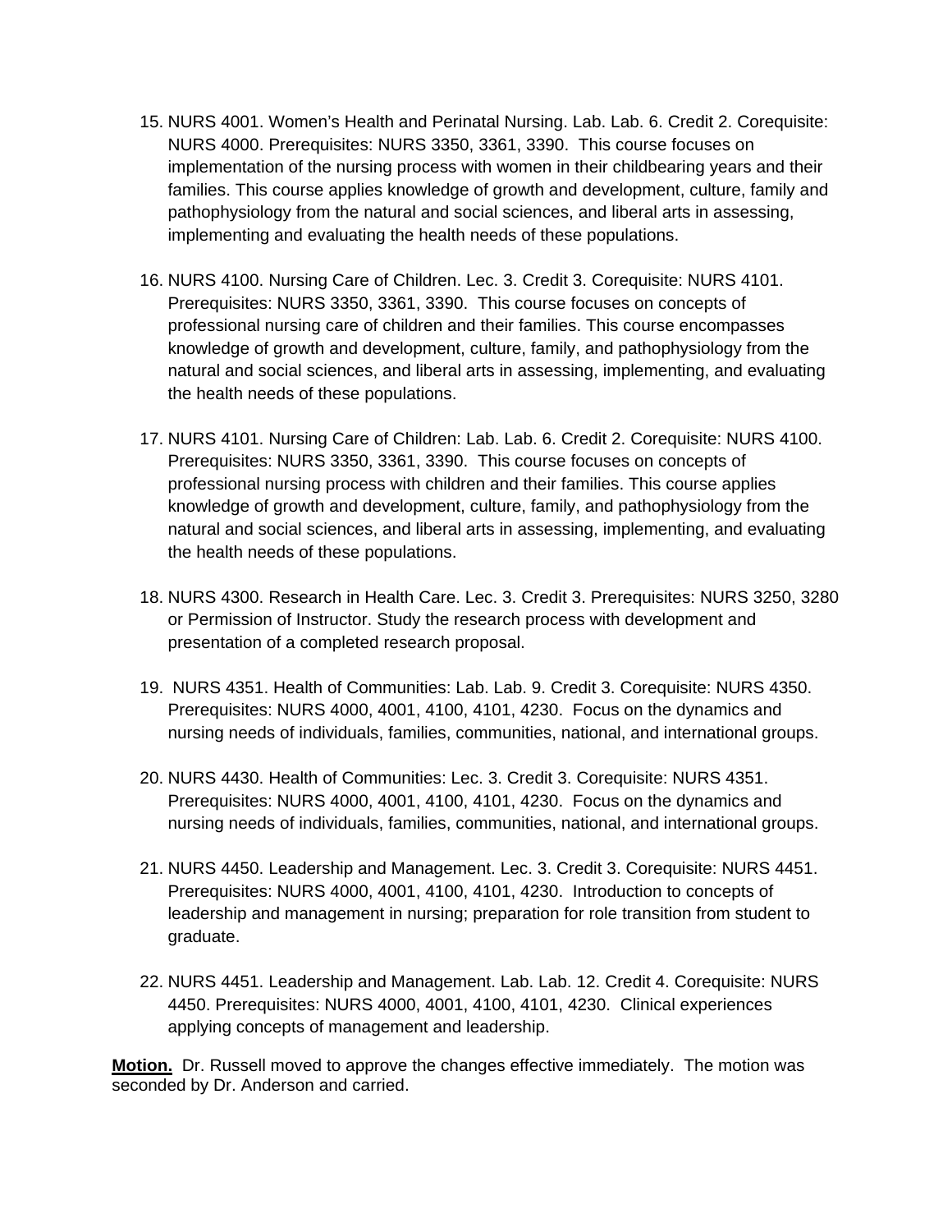15. NURS 4001. Women's Health and Perinatal Nursing. Lab. Lab. 6. Credit 2. Corequisite: NURS 4000. Prerequisites: NURS 3350, 3361, 3390. This course focuses on implementation of the nursing process with women in their childbearing years and their families. This course applies knowledge of growth and development, culture, family and pathophysiology from the natural and social sciences, and liberal arts in assessing, implementing and evaluating the health needs of these populations.

16. NURS 4100. Nursing Care of Children. Lec. 3. Credit 3. Corequisite: NURS 4101. Prerequisites: NURS 3350, 3361, 3390. This course focuses on concepts of professional nursing care of children and their families. This course encompasses knowledge of growth and development, culture, family, and pathophysiology from the natural and social sciences, and liberal arts in assessing, implementing, and evaluating the health needs of these populations.

17. NURS 4101. Nursing Care of Children: Lab. Lab. 6. Credit 2. Corequisite: NURS 4100. Prerequisites: NURS 3350, 3361, 3390. This course focuses on concepts of professional nursing process with children and their families. This course applies knowledge of growth and development, culture, family, and pathophysiology from the natural and social sciences, and liberal arts in assessing, implementing, and evaluating the health needs of these populations.

18. NURS 4300. Research in Health Care. Lec. 3. Credit 3. Prerequisites: NURS 3250, 3280 or Permission of Instructor. Study the research process with development and presentation of a completed research proposal.

19. NURS 4351. Health of Communities: Lab. Lab. 9. Credit 3. Corequisite: NURS 4350. Prerequisites: NURS 4000, 4001, 4100, 4101, 4230. Focus on the dynamics and nursing needs of individuals, families, communities, national, and international groups.

20. NURS 4430. Health of Communities: Lec. 3. Credit 3. Corequisite: NURS 4351. Prerequisites: NURS 4000, 4001, 4100, 4101, 4230. Focus on the dynamics and nursing needs of individuals, families, communities, national, and international groups.

21. NURS 4450. Leadership and Management. Lec. 3. Credit 3. Corequisite: NURS 4451. Prerequisites: NURS 4000, 4001, 4100, 4101, 4230. Introduction to concepts of leadership and management in nursing; preparation for role transition from student to graduate.

22. NURS 4451. Leadership and Management. Lab. Lab. 12. Credit 4. Corequisite: NURS 4450. Prerequisites: NURS 4000, 4001, 4100, 4101, 4230. Clinical experiences applying concepts of management and leadership.

**Motion.** Dr. Russell moved to approve the changes effective immediately. The motion was seconded by Dr. Anderson and carried.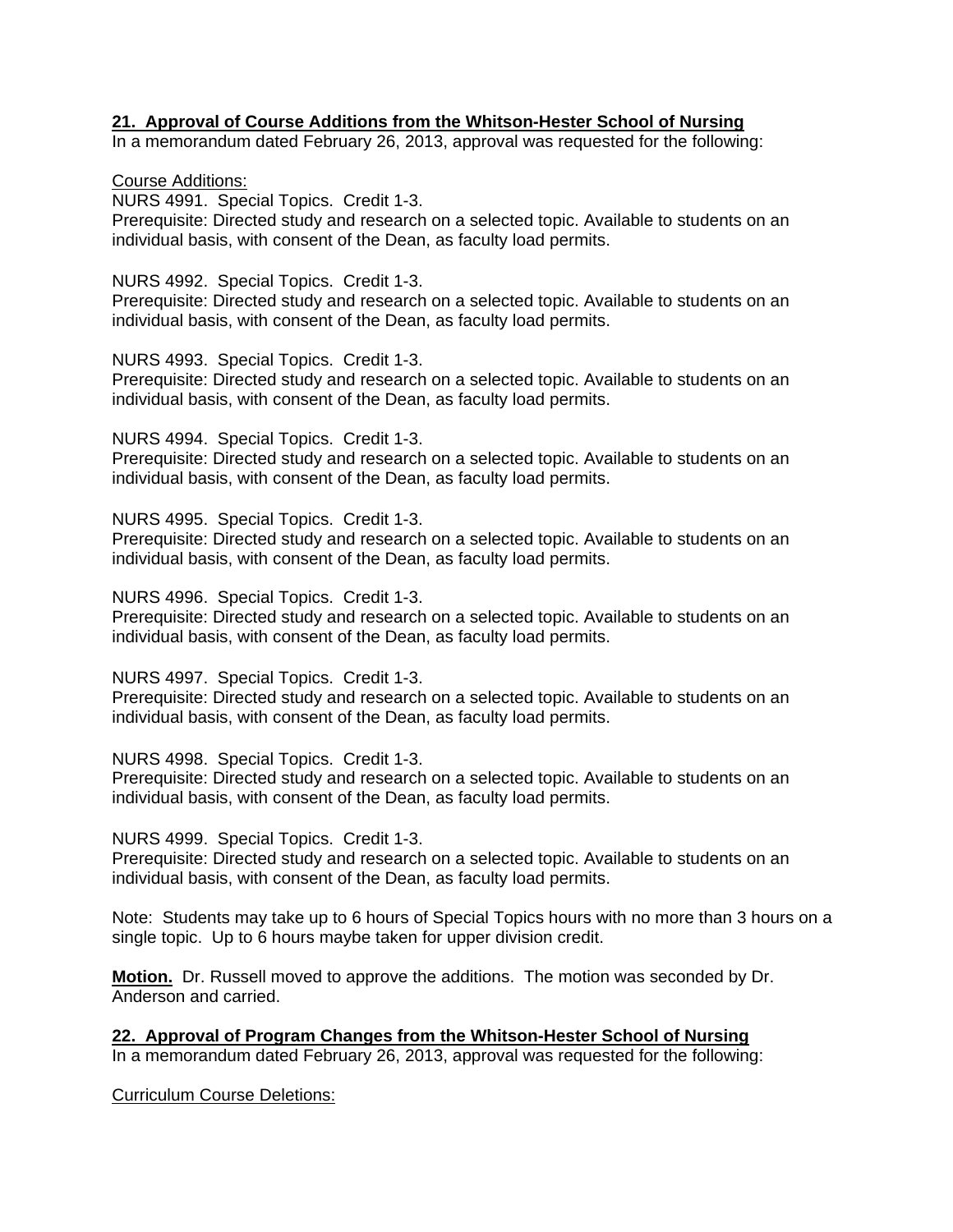**21. Approval of Course Additions from the Whitson-Hester School of Nursing**

In a memorandum dated February 26, 2013, approval was requested for the following:

Course Additions:

NURS 4991. Special Topics. Credit 1-3.
Prerequisite: Directed study and research on a selected topic. Available to students on an individual basis, with consent of the Dean, as faculty load permits.

NURS 4992. Special Topics. Credit 1-3.
Prerequisite: Directed study and research on a selected topic. Available to students on an individual basis, with consent of the Dean, as faculty load permits.

NURS 4993. Special Topics. Credit 1-3.
Prerequisite: Directed study and research on a selected topic. Available to students on an individual basis, with consent of the Dean, as faculty load permits.

NURS 4994. Special Topics. Credit 1-3.
Prerequisite: Directed study and research on a selected topic. Available to students on an individual basis, with consent of the Dean, as faculty load permits.

NURS 4995. Special Topics. Credit 1-3.
Prerequisite: Directed study and research on a selected topic. Available to students on an individual basis, with consent of the Dean, as faculty load permits.

NURS 4996. Special Topics. Credit 1-3.
Prerequisite: Directed study and research on a selected topic. Available to students on an individual basis, with consent of the Dean, as faculty load permits.

NURS 4997. Special Topics. Credit 1-3.
Prerequisite: Directed study and research on a selected topic. Available to students on an individual basis, with consent of the Dean, as faculty load permits.

NURS 4998. Special Topics. Credit 1-3.
Prerequisite: Directed study and research on a selected topic. Available to students on an individual basis, with consent of the Dean, as faculty load permits.

NURS 4999. Special Topics. Credit 1-3.
Prerequisite: Directed study and research on a selected topic. Available to students on an individual basis, with consent of the Dean, as faculty load permits.

Note: Students may take up to 6 hours of Special Topics hours with no more than 3 hours on a single topic. Up to 6 hours maybe taken for upper division credit.

**Motion.** Dr. Russell moved to approve the additions. The motion was seconded by Dr. Anderson and carried.

**22. Approval of Program Changes from the Whitson-Hester School of Nursing**

In a memorandum dated February 26, 2013, approval was requested for the following:

Curriculum Course Deletions: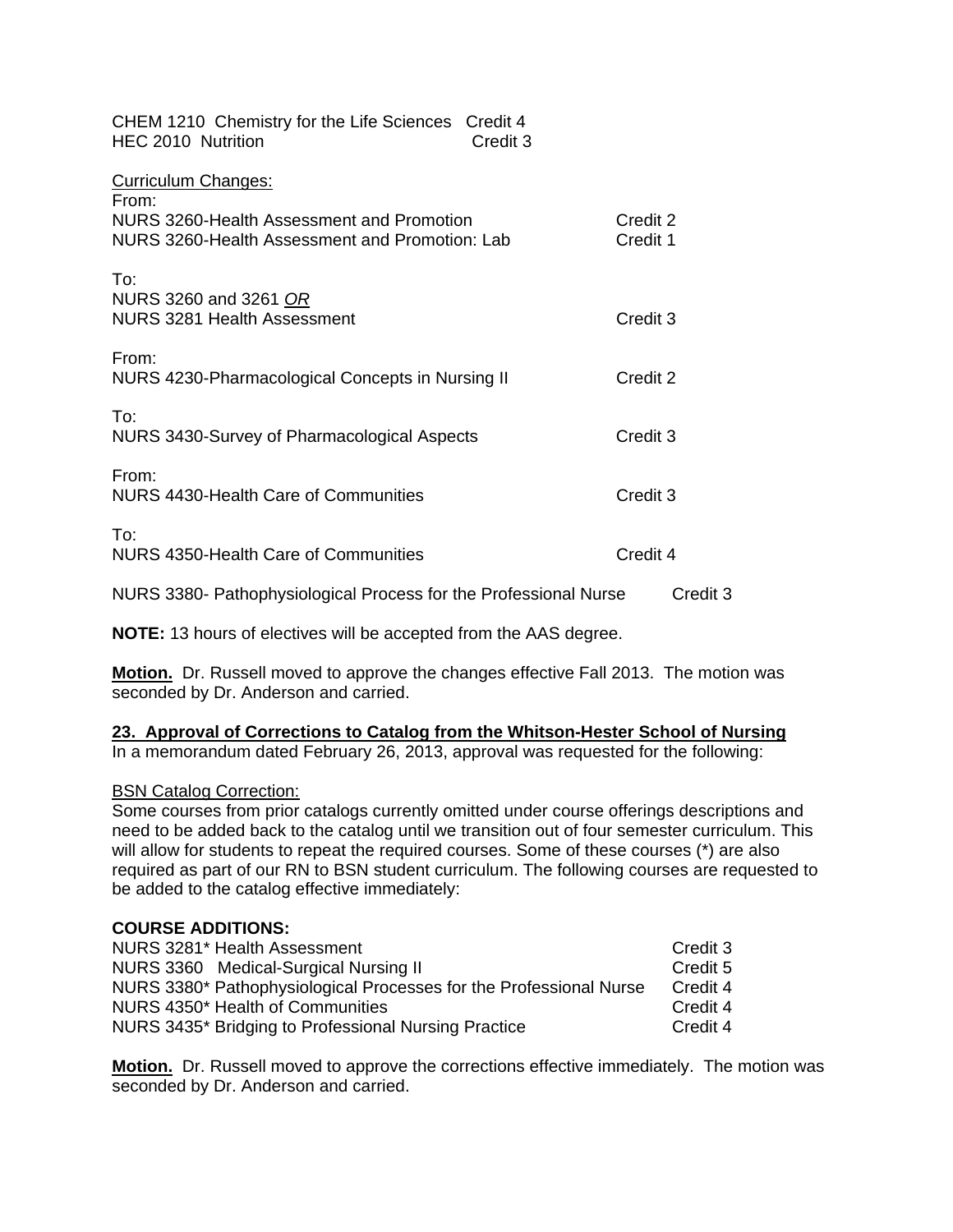CHEM 1210 Chemistry for the Life Sciences Credit 4
HEC 2010 Nutrition Credit 3

Curriculum Changes:

From:
NURS 3260-Health Assessment and Promotion Credit 2
NURS 3260-Health Assessment and Promotion: Lab Credit 1

To:
NURS 3260 and 3261 *OR*
NURS 3281 Health Assessment Credit 3

From:
NURS 4230-Pharmacological Concepts in Nursing II Credit 2

To:
NURS 3430-Survey of Pharmacological Aspects Credit 3

From:
NURS 4430-Health Care of Communities Credit 3

To:
NURS 4350-Health Care of Communities Credit 4

NURS 3380- Pathophysiological Process for the Professional Nurse Credit 3

**NOTE:** 13 hours of electives will be accepted from the AAS degree.

**Motion.** Dr. Russell moved to approve the changes effective Fall 2013. The motion was seconded by Dr. Anderson and carried.

## 23. Approval of Corrections to Catalog from the Whitson-Hester School of Nursing

In a memorandum dated February 26, 2013, approval was requested for the following:

BSN Catalog Correction:

Some courses from prior catalogs currently omitted under course offerings descriptions and need to be added back to the catalog until we transition out of four semester curriculum. This will allow for students to repeat the required courses. Some of these courses (*) are also required as part of our RN to BSN student curriculum. The following courses are requested to be added to the catalog effective immediately:

**COURSE ADDITIONS:**

NURS 3281* Health Assessment Credit 3
NURS 3360 Medical-Surgical Nursing II Credit 5
NURS 3380* Pathophysiological Processes for the Professional Nurse Credit 4
NURS 4350* Health of Communities Credit 4
NURS 3435* Bridging to Professional Nursing Practice Credit 4

**Motion.** Dr. Russell moved to approve the corrections effective immediately. The motion was seconded by Dr. Anderson and carried.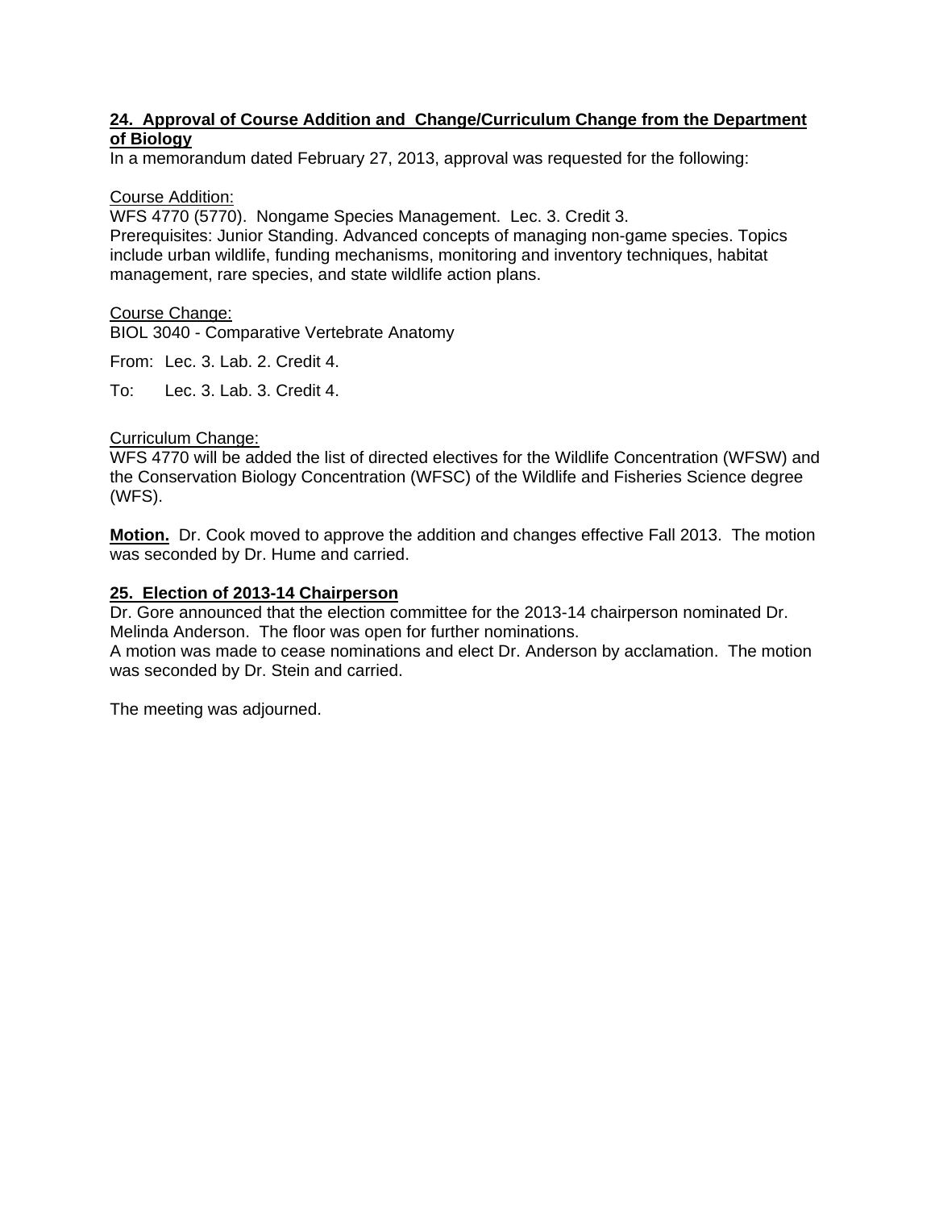**24. Approval of Course Addition and Change/Curriculum Change from the Department of Biology**

In a memorandum dated February 27, 2013, approval was requested for the following:

Course Addition:

WFS 4770 (5770). Nongame Species Management. Lec. 3. Credit 3.
Prerequisites: Junior Standing. Advanced concepts of managing non-game species. Topics include urban wildlife, funding mechanisms, monitoring and inventory techniques, habitat management, rare species, and state wildlife action plans.

Course Change:

BIOL 3040 - Comparative Vertebrate Anatomy

From: Lec. 3. Lab. 2. Credit 4.

To: Lec. 3. Lab. 3. Credit 4.

Curriculum Change:

WFS 4770 will be added the list of directed electives for the Wildlife Concentration (WFSW) and the Conservation Biology Concentration (WFSC) of the Wildlife and Fisheries Science degree (WFS).

**Motion.** Dr. Cook moved to approve the addition and changes effective Fall 2013. The motion was seconded by Dr. Hume and carried.

**25. Election of 2013-14 Chairperson**

Dr. Gore announced that the election committee for the 2013-14 chairperson nominated Dr. Melinda Anderson. The floor was open for further nominations.
A motion was made to cease nominations and elect Dr. Anderson by acclamation. The motion was seconded by Dr. Stein and carried.

The meeting was adjourned.